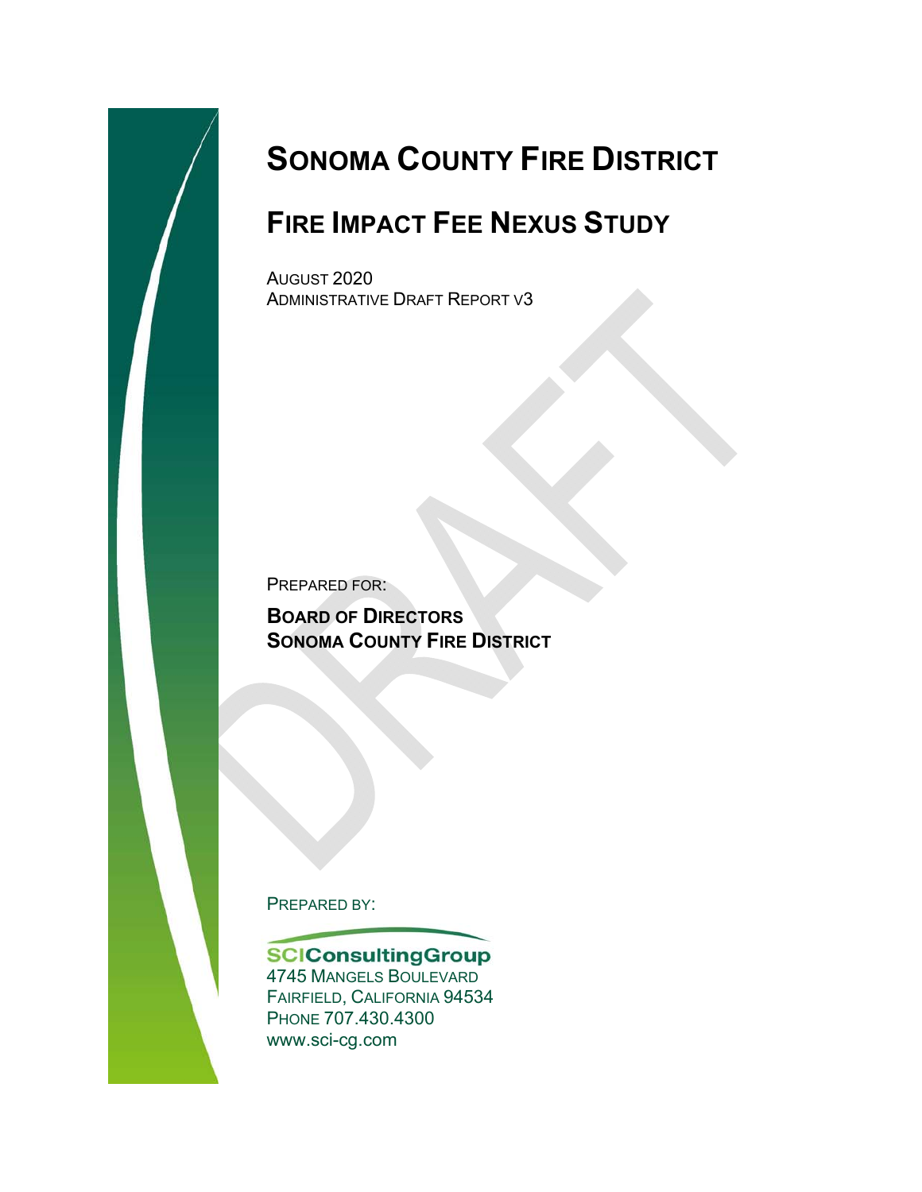# SONOMA COUNTY FIRE DISTRICT

## FIRE IMPACT FEE NEXUS STUDY

AUGUST 2020
ADMINISTRATIVE DRAFT REPORT V3

PREPARED FOR:

**BOARD OF DIRECTORS**
**SONOMA COUNTY FIRE DISTRICT**

PREPARED BY:

**SCIConsultingGroup**
4745 MANGELS BOULEVARD
FAIRFIELD, CALIFORNIA 94534
PHONE 707.430.4300
www.sci-cg.com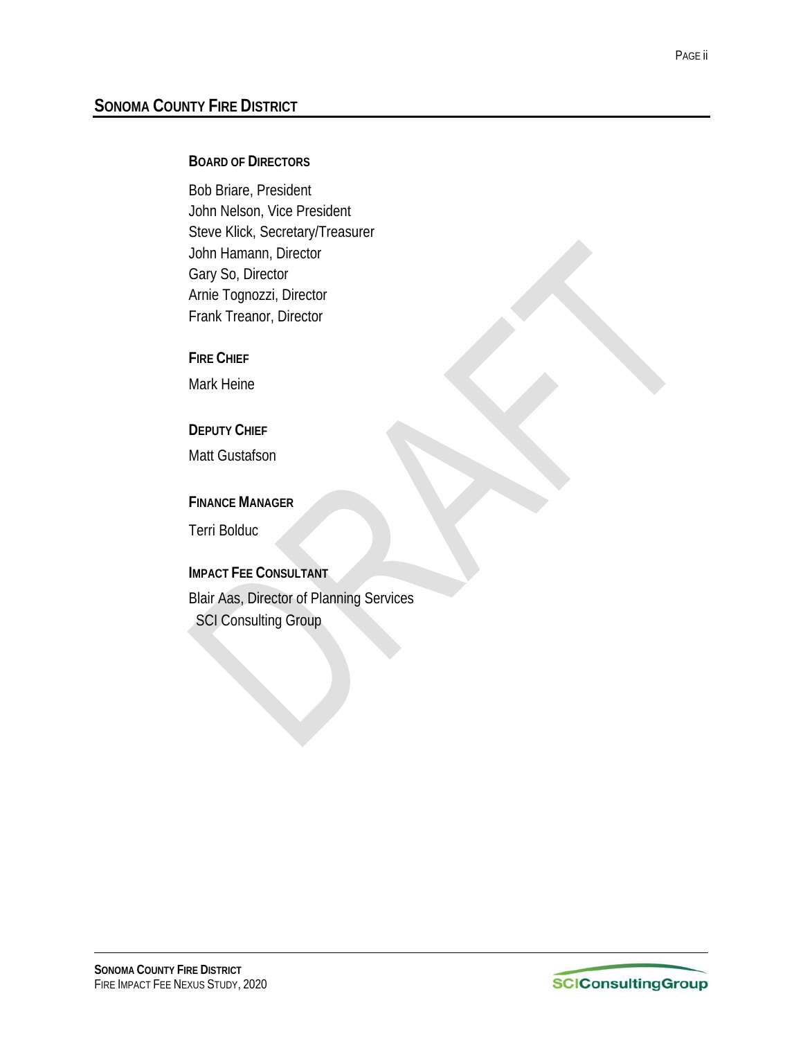## SONOMA COUNTY FIRE DISTRICT

**BOARD OF DIRECTORS**

Bob Briare, President
John Nelson, Vice President
Steve Klick, Secretary/Treasurer
John Hamann, Director
Gary So, Director
Arnie Tognozzi, Director
Frank Treanor, Director

**FIRE CHIEF**

Mark Heine

**DEPUTY CHIEF**

Matt Gustafson

**FINANCE MANAGER**

Terri Bolduc

**IMPACT FEE CONSULTANT**

Blair Aas, Director of Planning Services
SCI Consulting Group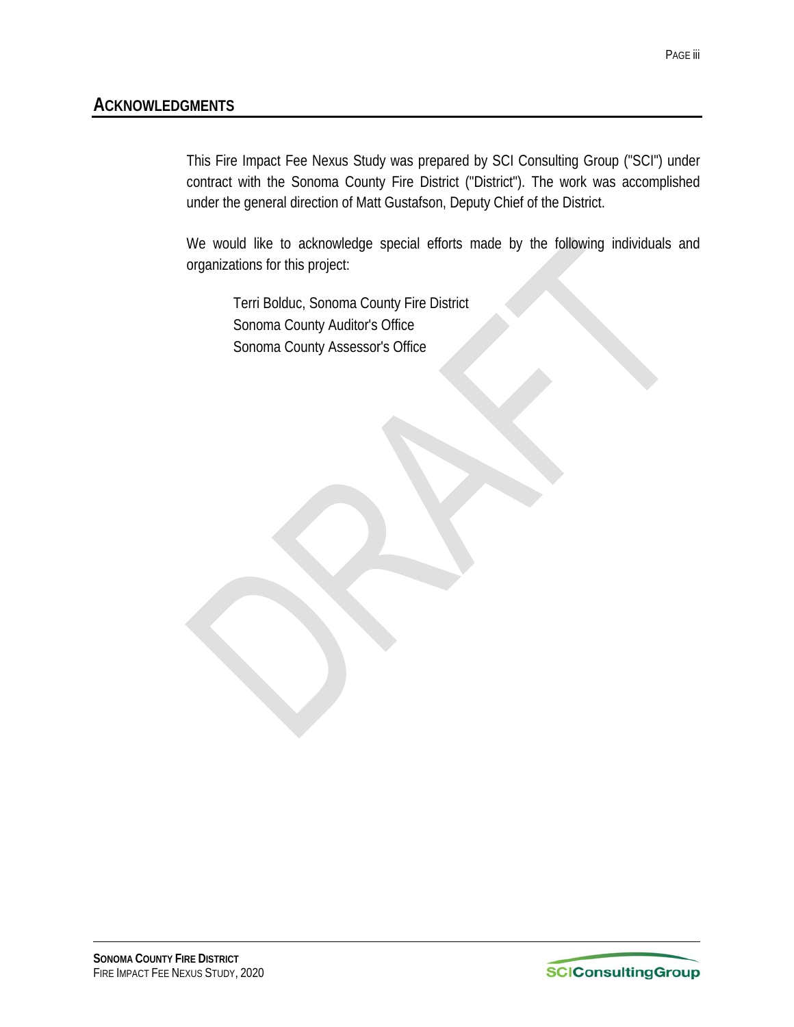## Acknowledgments

This Fire Impact Fee Nexus Study was prepared by SCI Consulting Group ("SCI") under contract with the Sonoma County Fire District ("District"). The work was accomplished under the general direction of Matt Gustafson, Deputy Chief of the District.

We would like to acknowledge special efforts made by the following individuals and organizations for this project:

Terri Bolduc, Sonoma County Fire District
Sonoma County Auditor's Office
Sonoma County Assessor's Office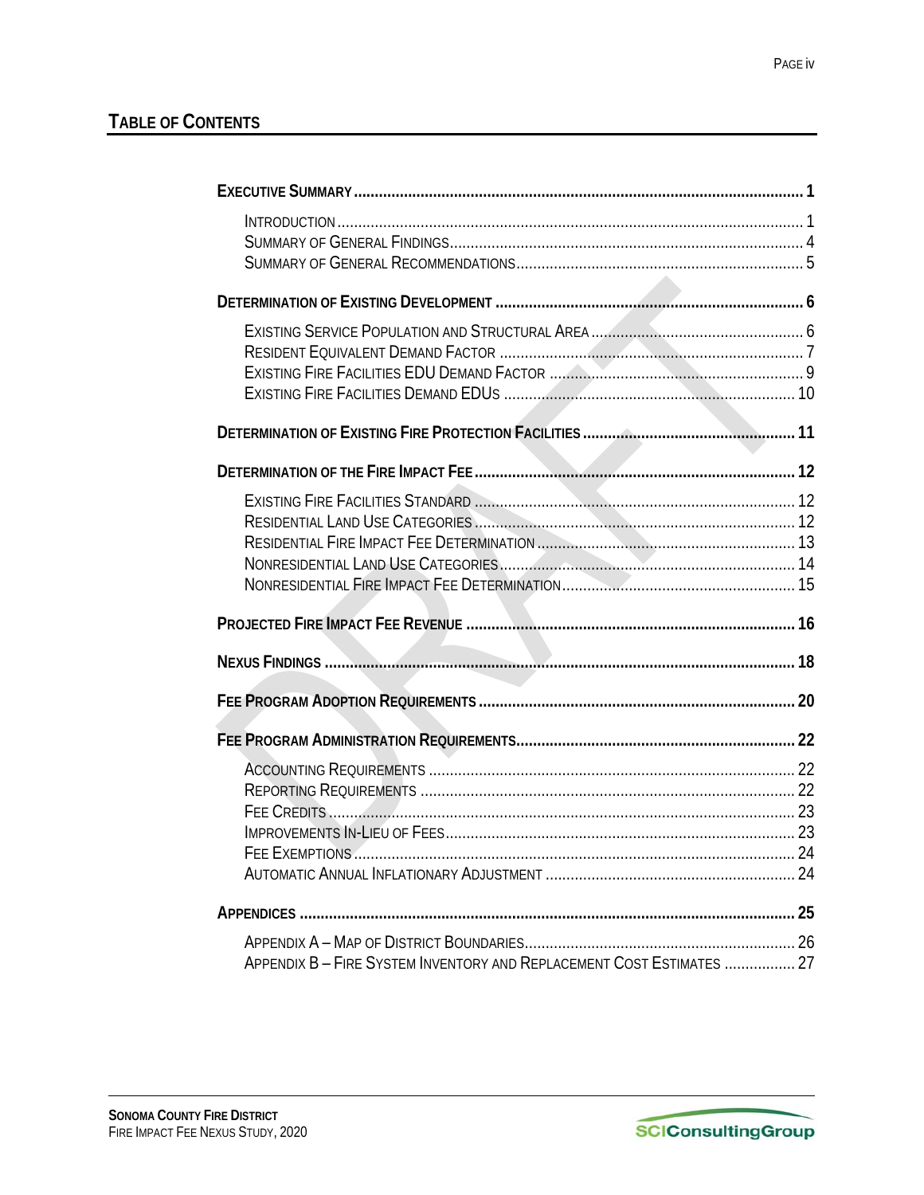## Table of Contents

**Executive Summary** ........ **1**

- Introduction ........ 1
- Summary of General Findings ........ 4
- Summary of General Recommendations ........ 5

**Determination of Existing Development** ........ **6**

- Existing Service Population and Structural Area ........ 6
- Resident Equivalent Demand Factor ........ 7
- Existing Fire Facilities EDU Demand Factor ........ 9
- Existing Fire Facilities Demand EDUs ........ 10

**Determination of Existing Fire Protection Facilities** ........ **11**

**Determination of the Fire Impact Fee** ........ **12**

- Existing Fire Facilities Standard ........ 12
- Residential Land Use Categories ........ 12
- Residential Fire Impact Fee Determination ........ 13
- Nonresidential Land Use Categories ........ 14
- Nonresidential Fire Impact Fee Determination ........ 15

**Projected Fire Impact Fee Revenue** ........ **16**

**Nexus Findings** ........ **18**

**Fee Program Adoption Requirements** ........ **20**

**Fee Program Administration Requirements** ........ **22**

- Accounting Requirements ........ 22
- Reporting Requirements ........ 22
- Fee Credits ........ 23
- Improvements In-Lieu of Fees ........ 23
- Fee Exemptions ........ 24
- Automatic Annual Inflationary Adjustment ........ 24

**Appendices** ........ **25**

- Appendix A – Map of District Boundaries ........ 26
- Appendix B – Fire System Inventory and Replacement Cost Estimates ........ 27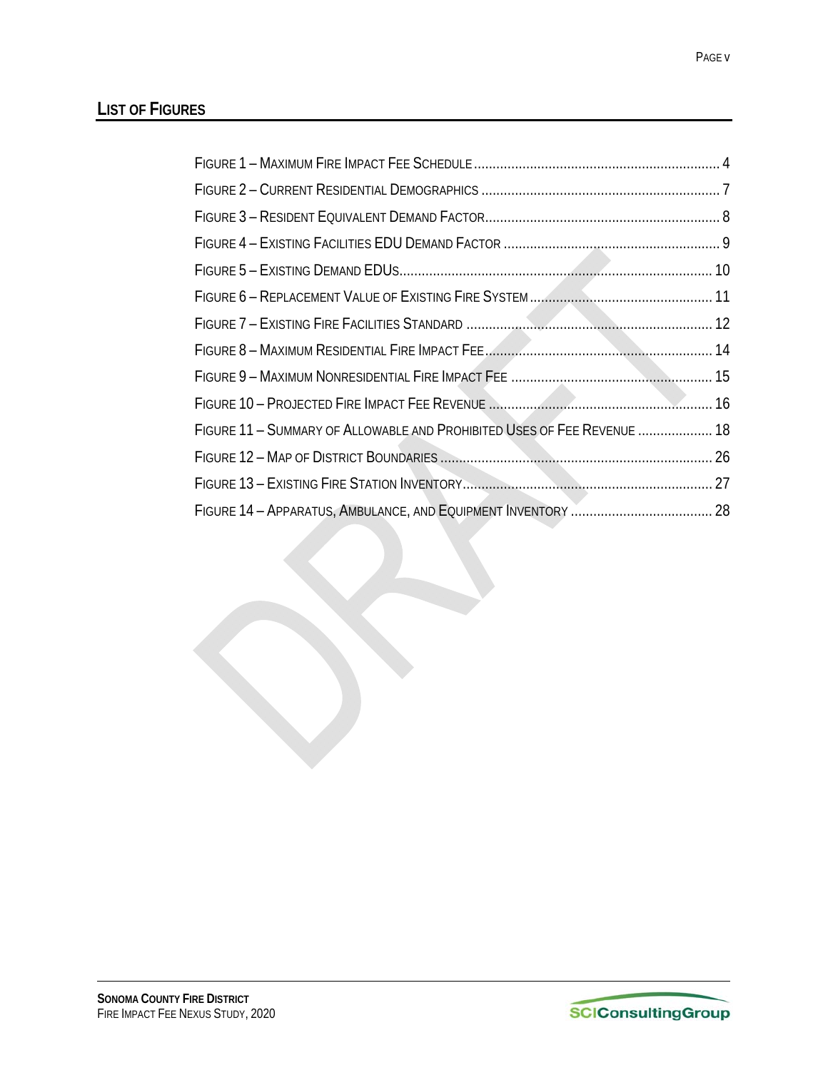## LIST OF FIGURES

FIGURE 1 – MAXIMUM FIRE IMPACT FEE SCHEDULE ........ 4
FIGURE 2 – CURRENT RESIDENTIAL DEMOGRAPHICS ........ 7
FIGURE 3 – RESIDENT EQUIVALENT DEMAND FACTOR ........ 8
FIGURE 4 – EXISTING FACILITIES EDU DEMAND FACTOR ........ 9
FIGURE 5 – EXISTING DEMAND EDUS ........ 10
FIGURE 6 – REPLACEMENT VALUE OF EXISTING FIRE SYSTEM ........ 11
FIGURE 7 – EXISTING FIRE FACILITIES STANDARD ........ 12
FIGURE 8 – MAXIMUM RESIDENTIAL FIRE IMPACT FEE ........ 14
FIGURE 9 – MAXIMUM NONRESIDENTIAL FIRE IMPACT FEE ........ 15
FIGURE 10 – PROJECTED FIRE IMPACT FEE REVENUE ........ 16
FIGURE 11 – SUMMARY OF ALLOWABLE AND PROHIBITED USES OF FEE REVENUE ........ 18
FIGURE 12 – MAP OF DISTRICT BOUNDARIES ........ 26
FIGURE 13 – EXISTING FIRE STATION INVENTORY ........ 27
FIGURE 14 – APPARATUS, AMBULANCE, AND EQUIPMENT INVENTORY ........ 28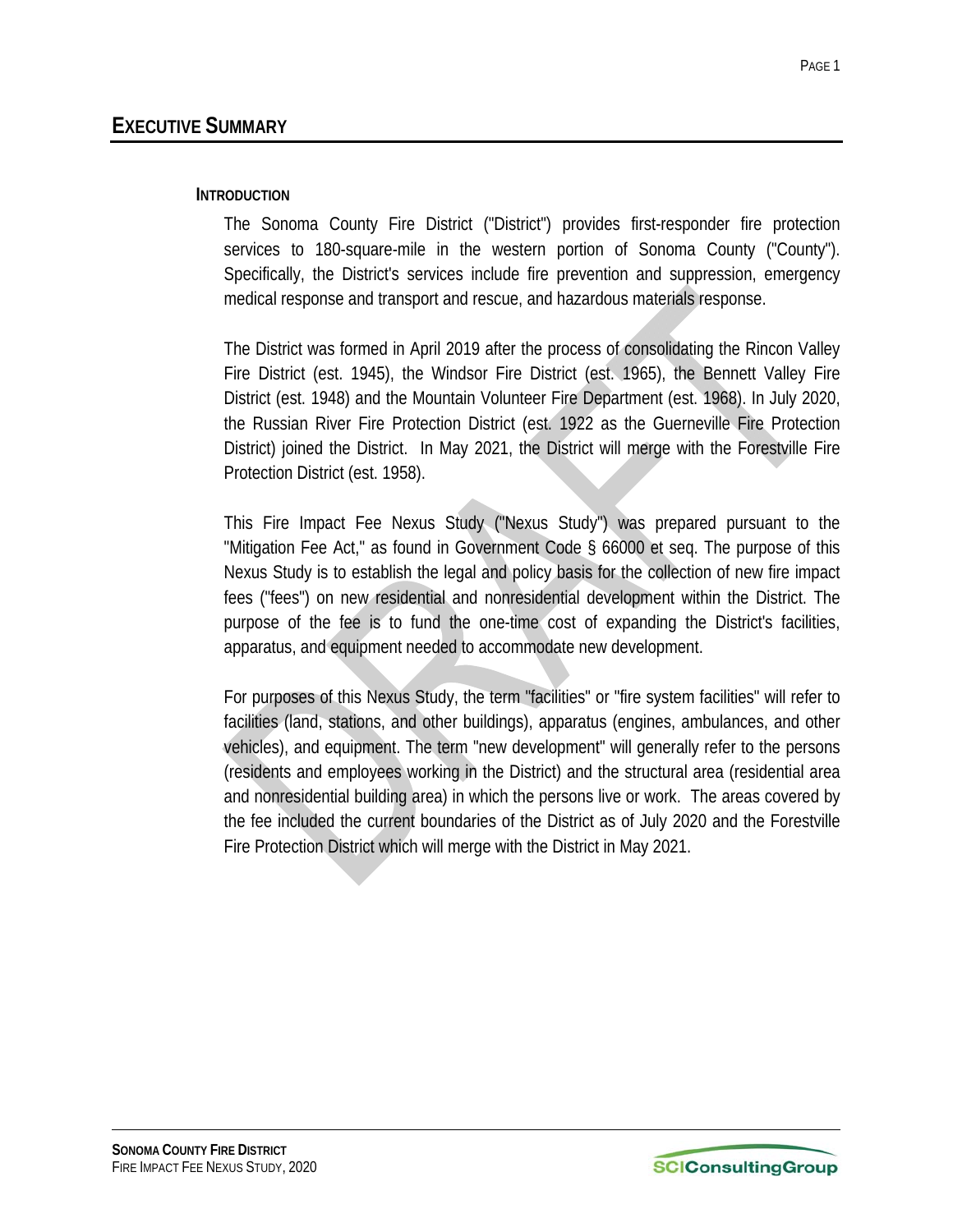# EXECUTIVE SUMMARY

## INTRODUCTION

The Sonoma County Fire District ("District") provides first-responder fire protection services to 180-square-mile in the western portion of Sonoma County ("County"). Specifically, the District's services include fire prevention and suppression, emergency medical response and transport and rescue, and hazardous materials response.

The District was formed in April 2019 after the process of consolidating the Rincon Valley Fire District (est. 1945), the Windsor Fire District (est. 1965), the Bennett Valley Fire District (est. 1948) and the Mountain Volunteer Fire Department (est. 1968). In July 2020, the Russian River Fire Protection District (est. 1922 as the Guerneville Fire Protection District) joined the District. In May 2021, the District will merge with the Forestville Fire Protection District (est. 1958).

This Fire Impact Fee Nexus Study ("Nexus Study") was prepared pursuant to the "Mitigation Fee Act," as found in Government Code § 66000 et seq. The purpose of this Nexus Study is to establish the legal and policy basis for the collection of new fire impact fees ("fees") on new residential and nonresidential development within the District. The purpose of the fee is to fund the one-time cost of expanding the District's facilities, apparatus, and equipment needed to accommodate new development.

For purposes of this Nexus Study, the term "facilities" or "fire system facilities" will refer to facilities (land, stations, and other buildings), apparatus (engines, ambulances, and other vehicles), and equipment. The term "new development" will generally refer to the persons (residents and employees working in the District) and the structural area (residential area and nonresidential building area) in which the persons live or work. The areas covered by the fee included the current boundaries of the District as of July 2020 and the Forestville Fire Protection District which will merge with the District in May 2021.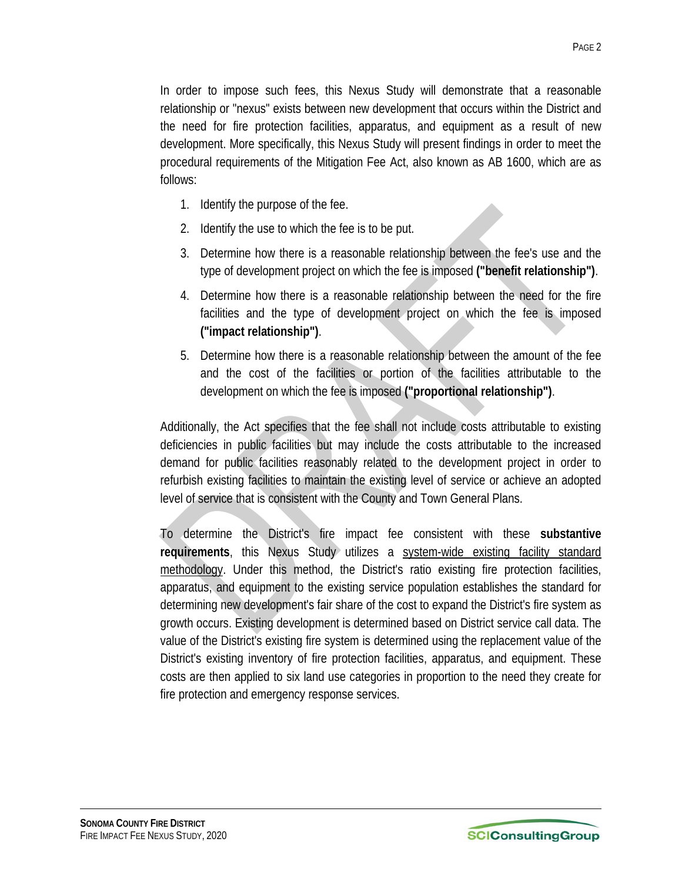In order to impose such fees, this Nexus Study will demonstrate that a reasonable relationship or "nexus" exists between new development that occurs within the District and the need for fire protection facilities, apparatus, and equipment as a result of new development. More specifically, this Nexus Study will present findings in order to meet the procedural requirements of the Mitigation Fee Act, also known as AB 1600, which are as follows:

1. Identify the purpose of the fee.
2. Identify the use to which the fee is to be put.
3. Determine how there is a reasonable relationship between the fee's use and the type of development project on which the fee is imposed **("benefit relationship")**.
4. Determine how there is a reasonable relationship between the need for the fire facilities and the type of development project on which the fee is imposed **("impact relationship")**.
5. Determine how there is a reasonable relationship between the amount of the fee and the cost of the facilities or portion of the facilities attributable to the development on which the fee is imposed **("proportional relationship")**.

Additionally, the Act specifies that the fee shall not include costs attributable to existing deficiencies in public facilities but may include the costs attributable to the increased demand for public facilities reasonably related to the development project in order to refurbish existing facilities to maintain the existing level of service or achieve an adopted level of service that is consistent with the County and Town General Plans.

To determine the District's fire impact fee consistent with these **substantive requirements**, this Nexus Study utilizes a system-wide existing facility standard methodology. Under this method, the District's ratio existing fire protection facilities, apparatus, and equipment to the existing service population establishes the standard for determining new development's fair share of the cost to expand the District's fire system as growth occurs. Existing development is determined based on District service call data. The value of the District's existing fire system is determined using the replacement value of the District's existing inventory of fire protection facilities, apparatus, and equipment. These costs are then applied to six land use categories in proportion to the need they create for fire protection and emergency response services.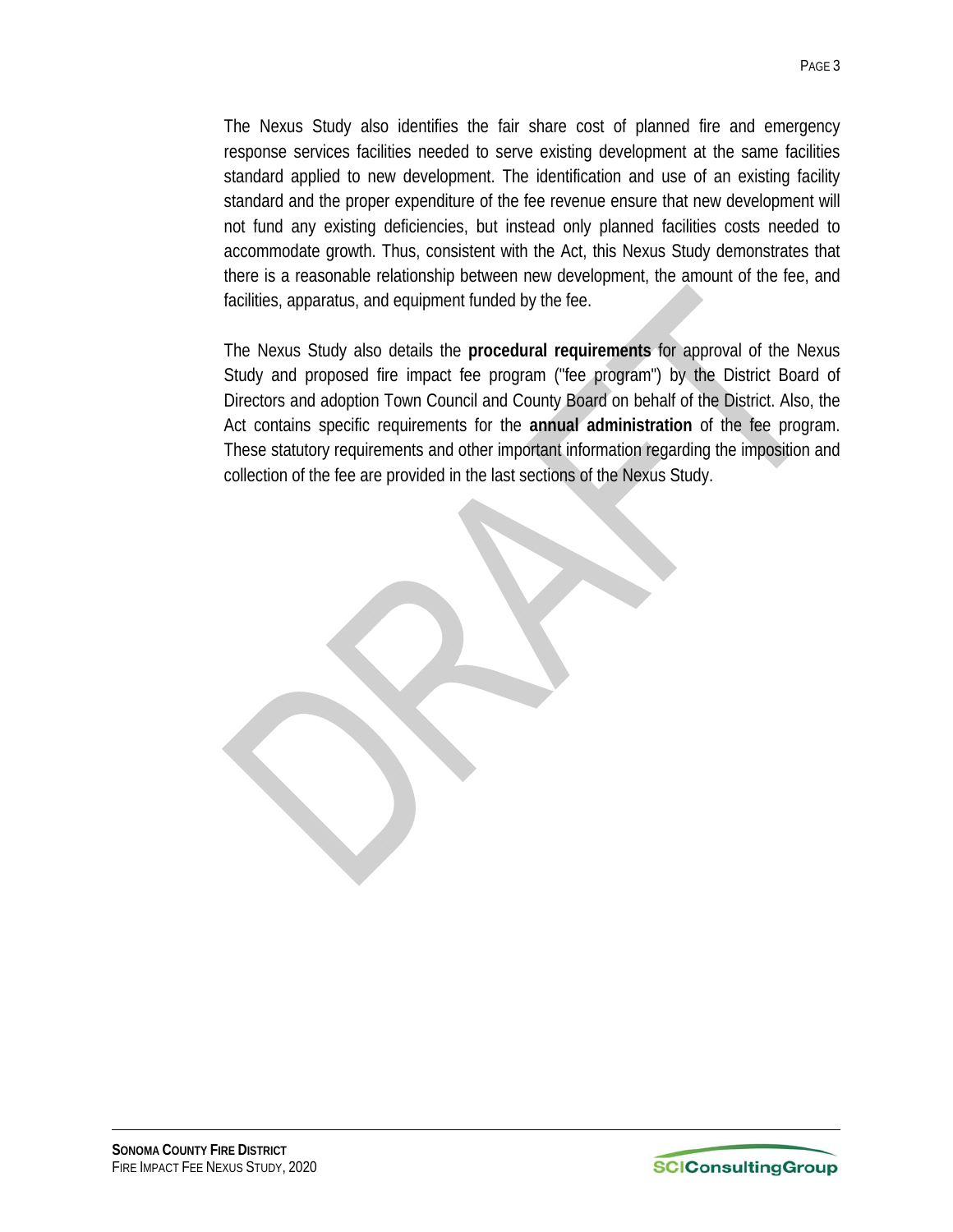The Nexus Study also identifies the fair share cost of planned fire and emergency response services facilities needed to serve existing development at the same facilities standard applied to new development. The identification and use of an existing facility standard and the proper expenditure of the fee revenue ensure that new development will not fund any existing deficiencies, but instead only planned facilities costs needed to accommodate growth. Thus, consistent with the Act, this Nexus Study demonstrates that there is a reasonable relationship between new development, the amount of the fee, and facilities, apparatus, and equipment funded by the fee.

The Nexus Study also details the **procedural requirements** for approval of the Nexus Study and proposed fire impact fee program ("fee program") by the District Board of Directors and adoption Town Council and County Board on behalf of the District. Also, the Act contains specific requirements for the **annual administration** of the fee program. These statutory requirements and other important information regarding the imposition and collection of the fee are provided in the last sections of the Nexus Study.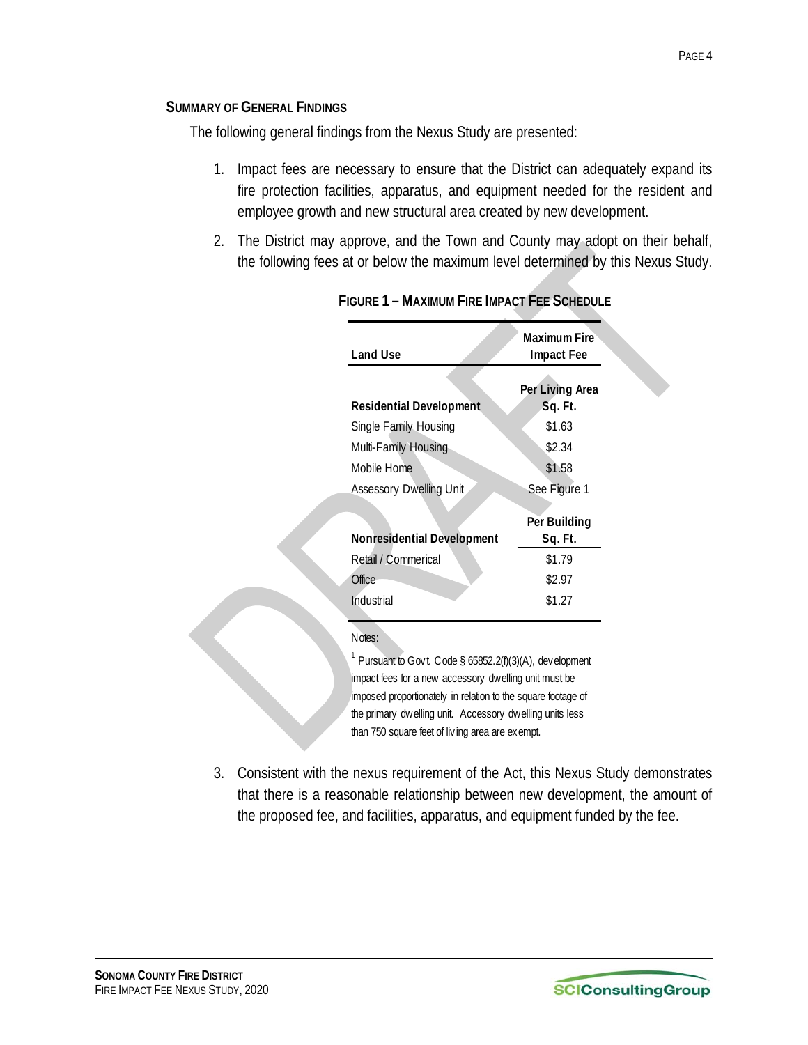## SUMMARY OF GENERAL FINDINGS

The following general findings from the Nexus Study are presented:

1. Impact fees are necessary to ensure that the District can adequately expand its fire protection facilities, apparatus, and equipment needed for the resident and employee growth and new structural area created by new development.
2. The District may approve, and the Town and County may adopt on their behalf, the following fees at or below the maximum level determined by this Nexus Study.

**FIGURE 1 – MAXIMUM FIRE IMPACT FEE SCHEDULE**

| Land Use | Maximum Fire Impact Fee |
|---|---|
| **Residential Development** | **Per Living Area Sq. Ft.** |
| Single Family Housing | $1.63 |
| Multi-Family Housing | $2.34 |
| Mobile Home | $1.58 |
| Assessory Dwelling Unit | See Figure 1 |
| **Nonresidential Development** | **Per Building Sq. Ft.** |
| Retail / Commerical | $1.79 |
| Office | $2.97 |
| Industrial | $1.27 |

Notes:

[1] Pursuant to Govt. Code § 65852.2(f)(3)(A), development impact fees for a new accessory dwelling unit must be imposed proportionately in relation to the square footage of the primary dwelling unit. Accessory dwelling units less than 750 square feet of living area are exempt.

3. Consistent with the nexus requirement of the Act, this Nexus Study demonstrates that there is a reasonable relationship between new development, the amount of the proposed fee, and facilities, apparatus, and equipment funded by the fee.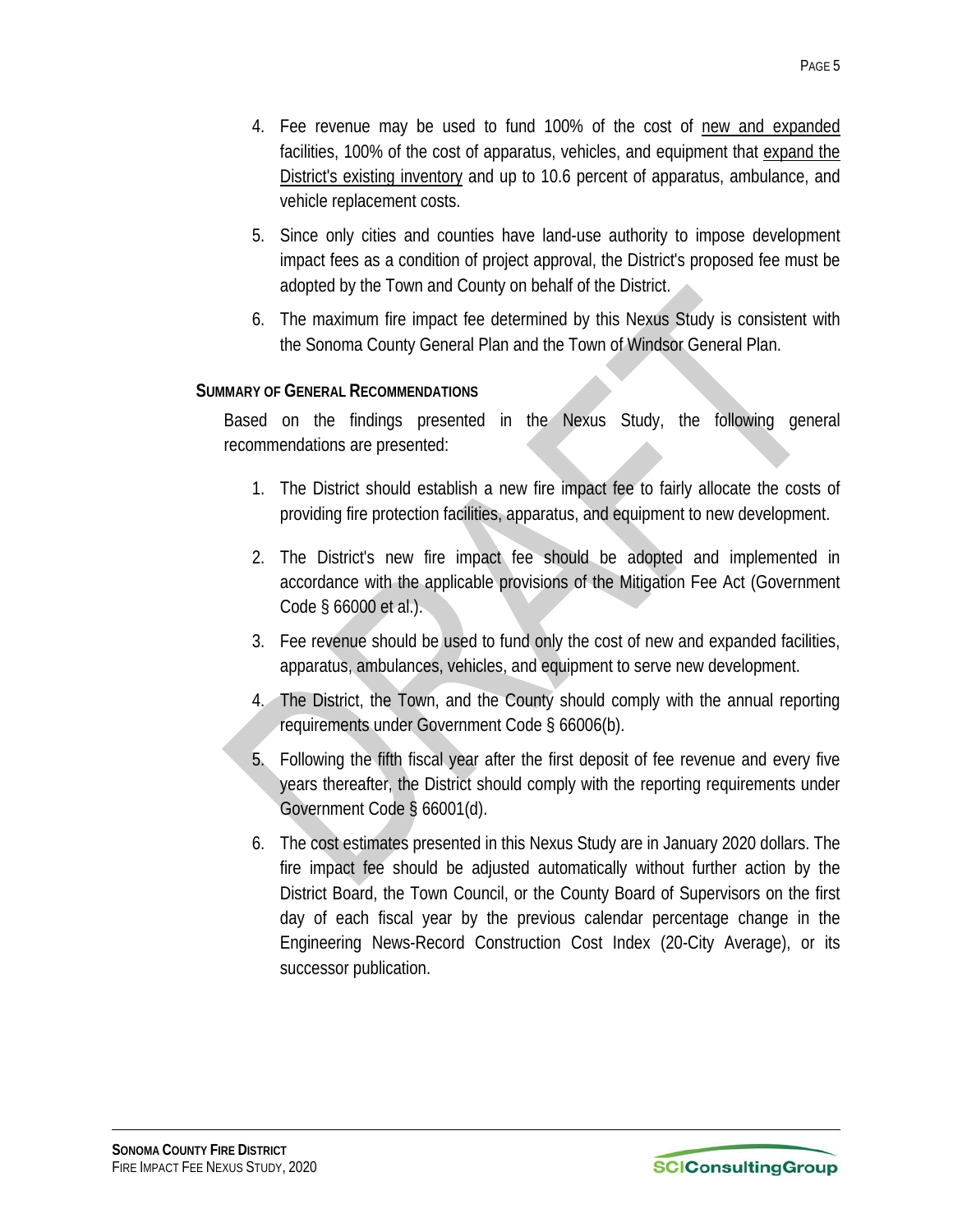4. Fee revenue may be used to fund 100% of the cost of new and expanded facilities, 100% of the cost of apparatus, vehicles, and equipment that expand the District's existing inventory and up to 10.6 percent of apparatus, ambulance, and vehicle replacement costs.
5. Since only cities and counties have land-use authority to impose development impact fees as a condition of project approval, the District's proposed fee must be adopted by the Town and County on behalf of the District.
6. The maximum fire impact fee determined by this Nexus Study is consistent with the Sonoma County General Plan and the Town of Windsor General Plan.

## Summary of General Recommendations

Based on the findings presented in the Nexus Study, the following general recommendations are presented:

1. The District should establish a new fire impact fee to fairly allocate the costs of providing fire protection facilities, apparatus, and equipment to new development.
2. The District's new fire impact fee should be adopted and implemented in accordance with the applicable provisions of the Mitigation Fee Act (Government Code § 66000 et al.).
3. Fee revenue should be used to fund only the cost of new and expanded facilities, apparatus, ambulances, vehicles, and equipment to serve new development.
4. The District, the Town, and the County should comply with the annual reporting requirements under Government Code § 66006(b).
5. Following the fifth fiscal year after the first deposit of fee revenue and every five years thereafter, the District should comply with the reporting requirements under Government Code § 66001(d).
6. The cost estimates presented in this Nexus Study are in January 2020 dollars. The fire impact fee should be adjusted automatically without further action by the District Board, the Town Council, or the County Board of Supervisors on the first day of each fiscal year by the previous calendar percentage change in the Engineering News-Record Construction Cost Index (20-City Average), or its successor publication.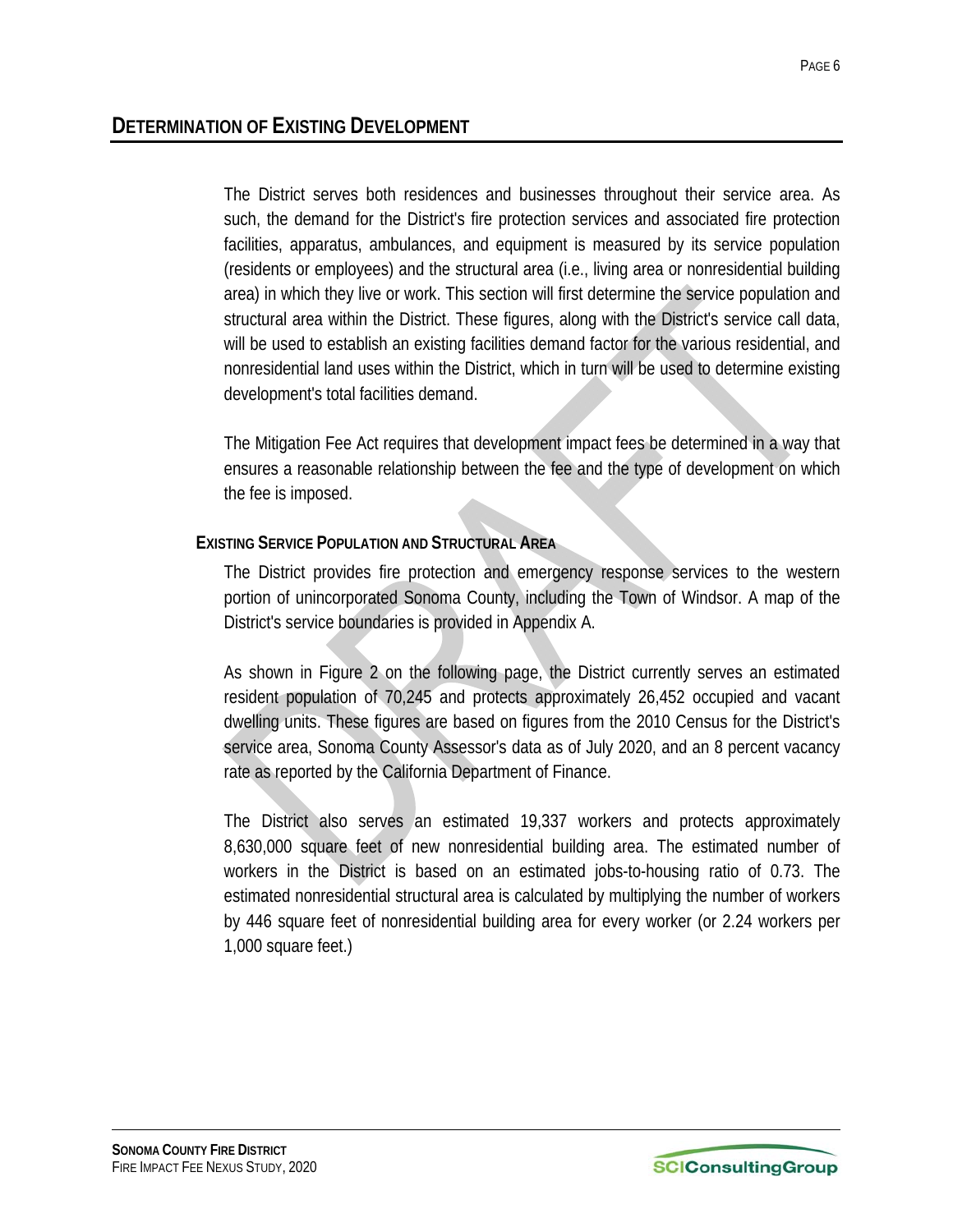## DETERMINATION OF EXISTING DEVELOPMENT

The District serves both residences and businesses throughout their service area. As such, the demand for the District's fire protection services and associated fire protection facilities, apparatus, ambulances, and equipment is measured by its service population (residents or employees) and the structural area (i.e., living area or nonresidential building area) in which they live or work. This section will first determine the service population and structural area within the District. These figures, along with the District's service call data, will be used to establish an existing facilities demand factor for the various residential, and nonresidential land uses within the District, which in turn will be used to determine existing development's total facilities demand.

The Mitigation Fee Act requires that development impact fees be determined in a way that ensures a reasonable relationship between the fee and the type of development on which the fee is imposed.

### EXISTING SERVICE POPULATION AND STRUCTURAL AREA

The District provides fire protection and emergency response services to the western portion of unincorporated Sonoma County, including the Town of Windsor. A map of the District's service boundaries is provided in Appendix A.

As shown in Figure 2 on the following page, the District currently serves an estimated resident population of 70,245 and protects approximately 26,452 occupied and vacant dwelling units. These figures are based on figures from the 2010 Census for the District's service area, Sonoma County Assessor's data as of July 2020, and an 8 percent vacancy rate as reported by the California Department of Finance.

The District also serves an estimated 19,337 workers and protects approximately 8,630,000 square feet of new nonresidential building area. The estimated number of workers in the District is based on an estimated jobs-to-housing ratio of 0.73. The estimated nonresidential structural area is calculated by multiplying the number of workers by 446 square feet of nonresidential building area for every worker (or 2.24 workers per 1,000 square feet.)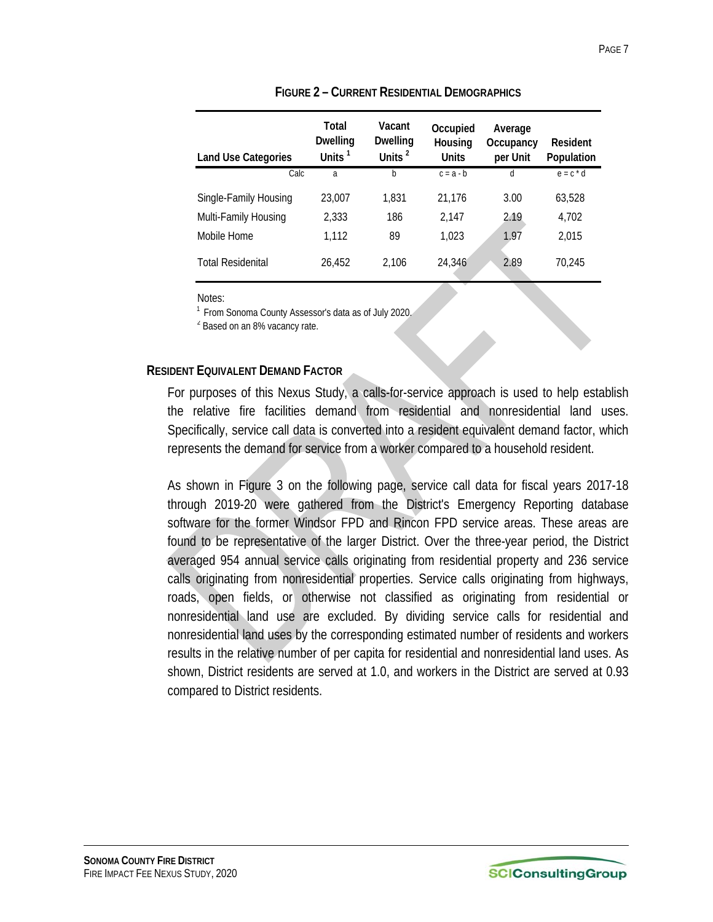**FIGURE 2 – CURRENT RESIDENTIAL DEMOGRAPHICS**

| Land Use Categories | Total Dwelling Units [1] | Vacant Dwelling Units [2] | Occupied Housing Units | Average Occupancy per Unit | Resident Population |
|---|---|---|---|---|---|
| Calc | a | b | c = a - b | d | e = c * d |
| Single-Family Housing | 23,007 | 1,831 | 21,176 | 3.00 | 63,528 |
| Multi-Family Housing | 2,333 | 186 | 2,147 | 2.19 | 4,702 |
| Mobile Home | 1,112 | 89 | 1,023 | 1.97 | 2,015 |
| Total Residenital | 26,452 | 2,106 | 24,346 | 2.89 | 70,245 |

Notes:

[1] From Sonoma County Assessor's data as of July 2020.

[2] Based on an 8% vacancy rate.

## RESIDENT EQUIVALENT DEMAND FACTOR

For purposes of this Nexus Study, a calls-for-service approach is used to help establish the relative fire facilities demand from residential and nonresidential land uses. Specifically, service call data is converted into a resident equivalent demand factor, which represents the demand for service from a worker compared to a household resident.

As shown in Figure 3 on the following page, service call data for fiscal years 2017-18 through 2019-20 were gathered from the District's Emergency Reporting database software for the former Windsor FPD and Rincon FPD service areas. These areas are found to be representative of the larger District. Over the three-year period, the District averaged 954 annual service calls originating from residential property and 236 service calls originating from nonresidential properties. Service calls originating from highways, roads, open fields, or otherwise not classified as originating from residential or nonresidential land use are excluded. By dividing service calls for residential and nonresidential land uses by the corresponding estimated number of residents and workers results in the relative number of per capita for residential and nonresidential land uses. As shown, District residents are served at 1.0, and workers in the District are served at 0.93 compared to District residents.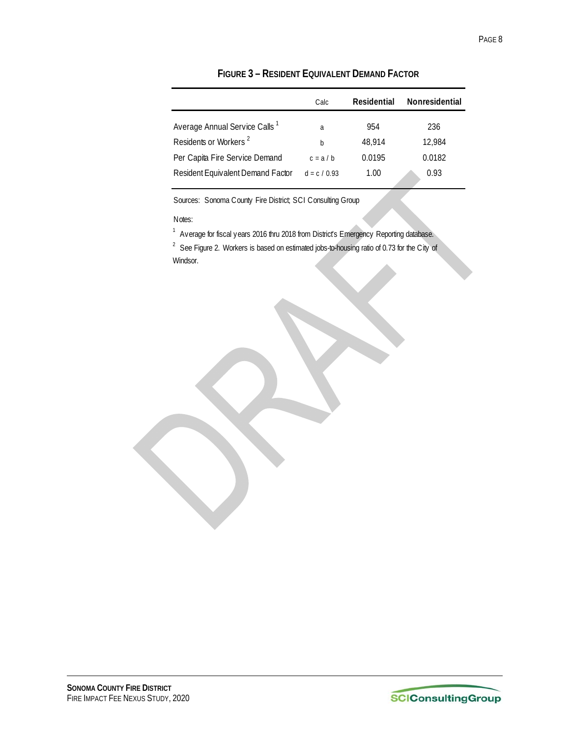**FIGURE 3 – RESIDENT EQUIVALENT DEMAND FACTOR**

| | Calc | Residential | Nonresidential |
|---|---|---|---|
| Average Annual Service Calls [1] | a | 954 | 236 |
| Residents or Workers [2] | b | 48,914 | 12,984 |
| Per Capita Fire Service Demand | c = a / b | 0.0195 | 0.0182 |
| Resident Equivalent Demand Factor | d = c / 0.93 | 1.00 | 0.93 |

Sources: Sonoma County Fire District; SCI Consulting Group

Notes:

[1] Average for fiscal years 2016 thru 2018 from District's Emergency Reporting database.

[2] See Figure 2. Workers is based on estimated jobs-to-housing ratio of 0.73 for the City of Windsor.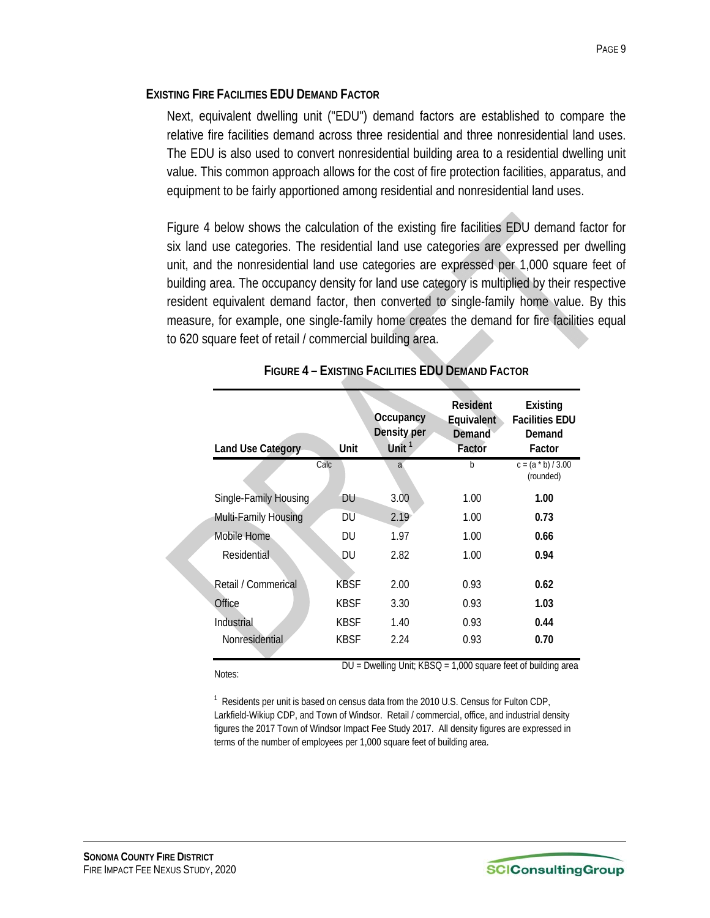## Existing Fire Facilities EDU Demand Factor

Next, equivalent dwelling unit ("EDU") demand factors are established to compare the relative fire facilities demand across three residential and three nonresidential land uses. The EDU is also used to convert nonresidential building area to a residential dwelling unit value. This common approach allows for the cost of fire protection facilities, apparatus, and equipment to be fairly apportioned among residential and nonresidential land uses.

Figure 4 below shows the calculation of the existing fire facilities EDU demand factor for six land use categories. The residential land use categories are expressed per dwelling unit, and the nonresidential land use categories are expressed per 1,000 square feet of building area. The occupancy density for land use category is multiplied by their respective resident equivalent demand factor, then converted to single-family home value. By this measure, for example, one single-family home creates the demand for fire facilities equal to 620 square feet of retail / commercial building area.

**Figure 4 – Existing Facilities EDU Demand Factor**

| Land Use Category | Unit | Occupancy Density per Unit [1] | Resident Equivalent Demand Factor | Existing Facilities EDU Demand Factor |
|---|---|---|---|---|
| | Calc | a | b | c = (a * b) / 3.00 (rounded) |
| Single-Family Housing | DU | 3.00 | 1.00 | **1.00** |
| Multi-Family Housing | DU | 2.19 | 1.00 | **0.73** |
| Mobile Home | DU | 1.97 | 1.00 | **0.66** |
| Residential | DU | 2.82 | 1.00 | **0.94** |
| Retail / Commerical | KBSF | 2.00 | 0.93 | **0.62** |
| Office | KBSF | 3.30 | 0.93 | **1.03** |
| Industrial | KBSF | 1.40 | 0.93 | **0.44** |
| Nonresidential | KBSF | 2.24 | 0.93 | **0.70** |

DU = Dwelling Unit; KBSQ = 1,000 square feet of building area

Notes:

[1] Residents per unit is based on census data from the 2010 U.S. Census for Fulton CDP, Larkfield-Wikiup CDP, and Town of Windsor. Retail / commercial, office, and industrial density figures the 2017 Town of Windsor Impact Fee Study 2017. All density figures are expressed in terms of the number of employees per 1,000 square feet of building area.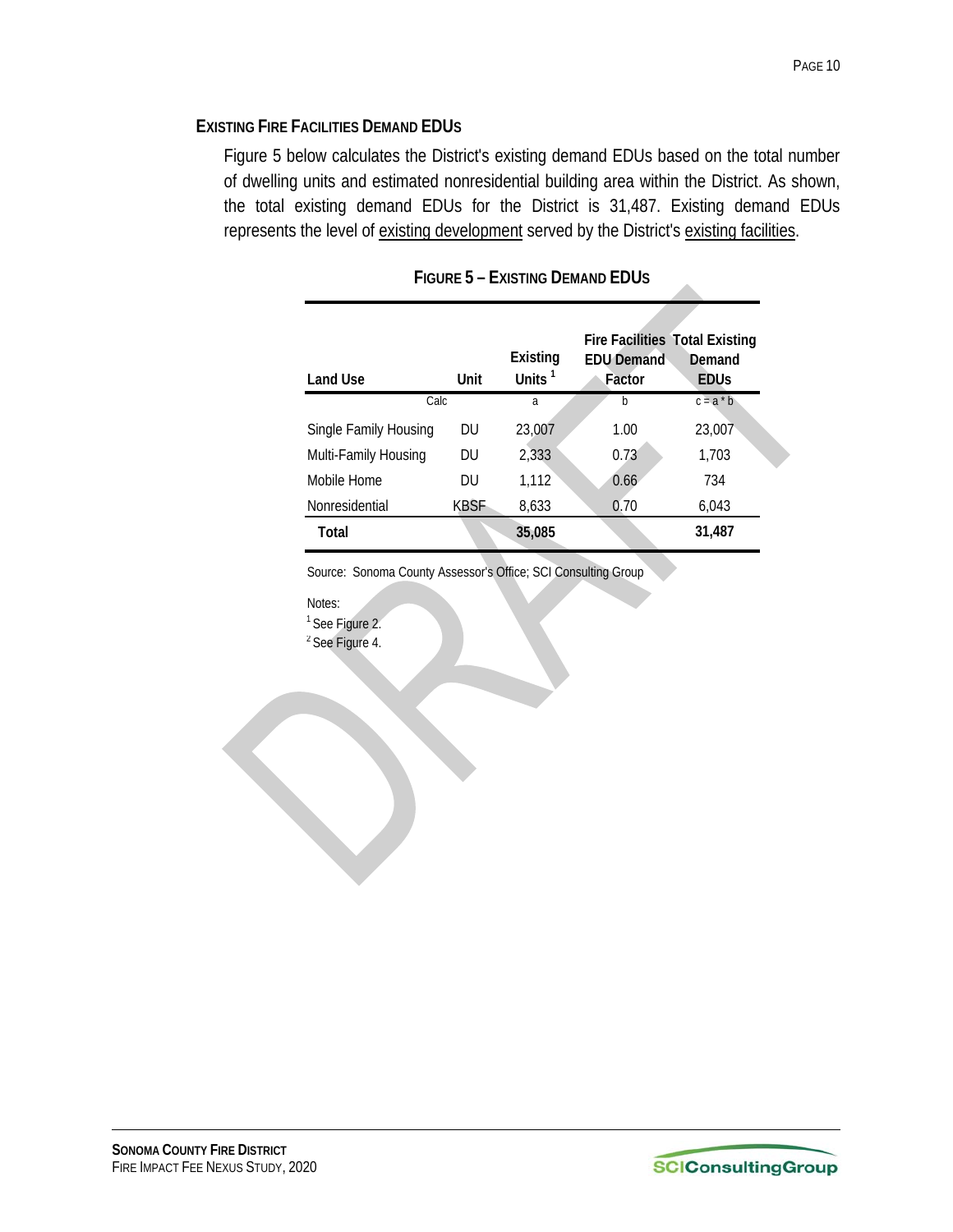## EXISTING FIRE FACILITIES DEMAND EDUS

Figure 5 below calculates the District's existing demand EDUs based on the total number of dwelling units and estimated nonresidential building area within the District. As shown, the total existing demand EDUs for the District is 31,487. Existing demand EDUs represents the level of existing development served by the District's existing facilities.

### FIGURE 5 – EXISTING DEMAND EDUS

| Land Use | Unit | Existing Units [1] | Fire Facilities EDU Demand Factor | Total Existing Demand EDUs |
|---|---|---|---|---|
| Calc | | a | b | c = a * b |
| Single Family Housing | DU | 23,007 | 1.00 | 23,007 |
| Multi-Family Housing | DU | 2,333 | 0.73 | 1,703 |
| Mobile Home | DU | 1,112 | 0.66 | 734 |
| Nonresidential | KBSF | 8,633 | 0.70 | 6,043 |
| **Total** | | **35,085** | | **31,487** |

Source: Sonoma County Assessor's Office; SCI Consulting Group

Notes:
[1] See Figure 2.
[2] See Figure 4.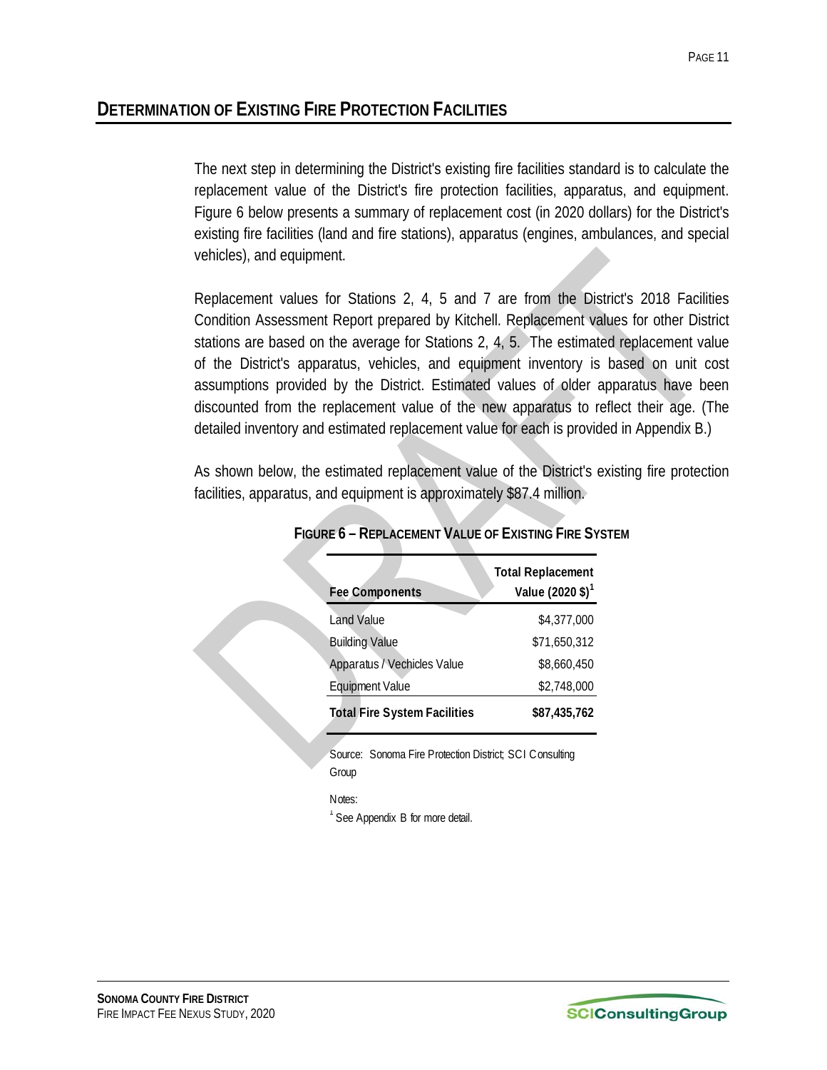## DETERMINATION OF EXISTING FIRE PROTECTION FACILITIES

The next step in determining the District's existing fire facilities standard is to calculate the replacement value of the District's fire protection facilities, apparatus, and equipment. Figure 6 below presents a summary of replacement cost (in 2020 dollars) for the District's existing fire facilities (land and fire stations), apparatus (engines, ambulances, and special vehicles), and equipment.

Replacement values for Stations 2, 4, 5 and 7 are from the District's 2018 Facilities Condition Assessment Report prepared by Kitchell. Replacement values for other District stations are based on the average for Stations 2, 4, 5. The estimated replacement value of the District's apparatus, vehicles, and equipment inventory is based on unit cost assumptions provided by the District. Estimated values of older apparatus have been discounted from the replacement value of the new apparatus to reflect their age. (The detailed inventory and estimated replacement value for each is provided in Appendix B.)

As shown below, the estimated replacement value of the District's existing fire protection facilities, apparatus, and equipment is approximately $87.4 million.

**FIGURE 6 – REPLACEMENT VALUE OF EXISTING FIRE SYSTEM**

| Fee Components | Total Replacement Value (2020 $)[1] |
|---|---|
| Land Value | $4,377,000 |
| Building Value | $71,650,312 |
| Apparatus / Vechicles Value | $8,660,450 |
| Equipment Value | $2,748,000 |
| **Total Fire System Facilities** | **$87,435,762** |

Source: Sonoma Fire Protection District; SCI Consulting Group

Notes:

[1] See Appendix B for more detail.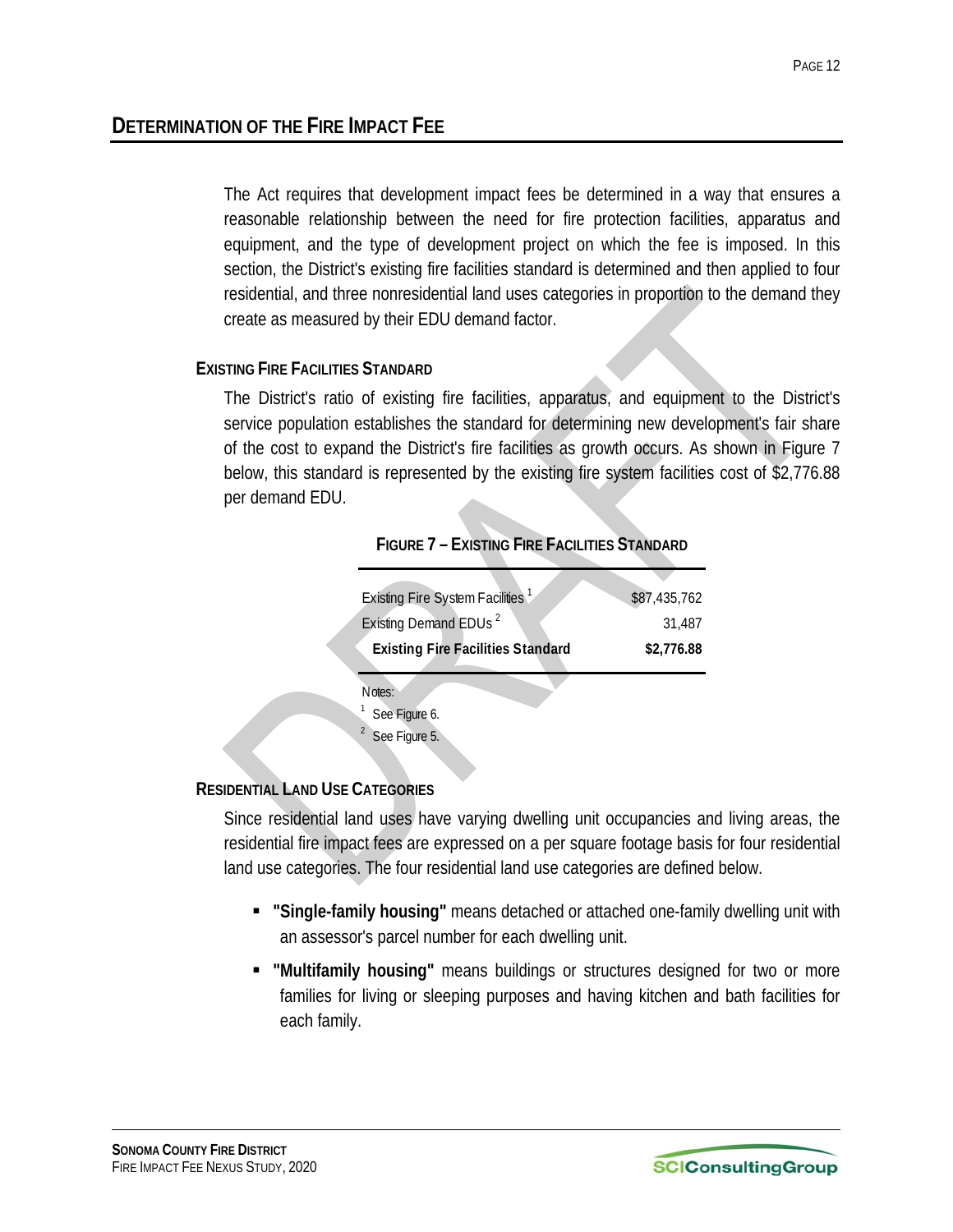## DETERMINATION OF THE FIRE IMPACT FEE

The Act requires that development impact fees be determined in a way that ensures a reasonable relationship between the need for fire protection facilities, apparatus and equipment, and the type of development project on which the fee is imposed. In this section, the District's existing fire facilities standard is determined and then applied to four residential, and three nonresidential land uses categories in proportion to the demand they create as measured by their EDU demand factor.

### EXISTING FIRE FACILITIES STANDARD

The District's ratio of existing fire facilities, apparatus, and equipment to the District's service population establishes the standard for determining new development's fair share of the cost to expand the District's fire facilities as growth occurs. As shown in Figure 7 below, this standard is represented by the existing fire system facilities cost of $2,776.88 per demand EDU.

**FIGURE 7 – EXISTING FIRE FACILITIES STANDARD**

| | |
|---|---|
| Existing Fire System Facilities [1] | $87,435,762 |
| Existing Demand EDUs [2] | 31,487 |
| **Existing Fire Facilities Standard** | **$2,776.88** |

Notes:
[1] See Figure 6.
[2] See Figure 5.

### RESIDENTIAL LAND USE CATEGORIES

Since residential land uses have varying dwelling unit occupancies and living areas, the residential fire impact fees are expressed on a per square footage basis for four residential land use categories. The four residential land use categories are defined below.

- **"Single-family housing"** means detached or attached one-family dwelling unit with an assessor's parcel number for each dwelling unit.
- **"Multifamily housing"** means buildings or structures designed for two or more families for living or sleeping purposes and having kitchen and bath facilities for each family.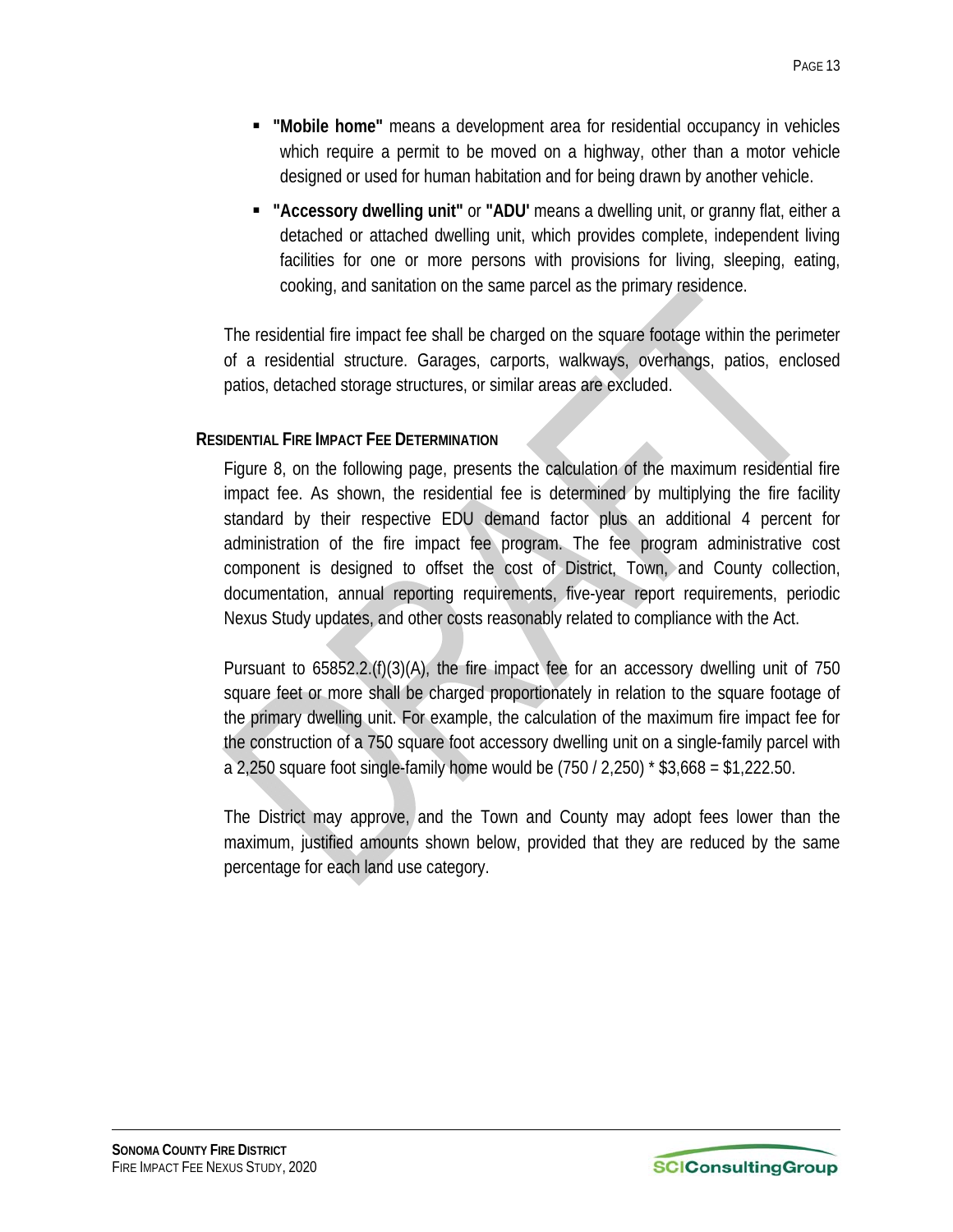- **"Mobile home"** means a development area for residential occupancy in vehicles which require a permit to be moved on a highway, other than a motor vehicle designed or used for human habitation and for being drawn by another vehicle.
- **"Accessory dwelling unit"** or **"ADU'** means a dwelling unit, or granny flat, either a detached or attached dwelling unit, which provides complete, independent living facilities for one or more persons with provisions for living, sleeping, eating, cooking, and sanitation on the same parcel as the primary residence.

The residential fire impact fee shall be charged on the square footage within the perimeter of a residential structure. Garages, carports, walkways, overhangs, patios, enclosed patios, detached storage structures, or similar areas are excluded.

### RESIDENTIAL FIRE IMPACT FEE DETERMINATION

Figure 8, on the following page, presents the calculation of the maximum residential fire impact fee. As shown, the residential fee is determined by multiplying the fire facility standard by their respective EDU demand factor plus an additional 4 percent for administration of the fire impact fee program. The fee program administrative cost component is designed to offset the cost of District, Town, and County collection, documentation, annual reporting requirements, five-year report requirements, periodic Nexus Study updates, and other costs reasonably related to compliance with the Act.

Pursuant to 65852.2.(f)(3)(A), the fire impact fee for an accessory dwelling unit of 750 square feet or more shall be charged proportionately in relation to the square footage of the primary dwelling unit. For example, the calculation of the maximum fire impact fee for the construction of a 750 square foot accessory dwelling unit on a single-family parcel with a 2,250 square foot single-family home would be (750 / 2,250) * $3,668 = $1,222.50.

The District may approve, and the Town and County may adopt fees lower than the maximum, justified amounts shown below, provided that they are reduced by the same percentage for each land use category.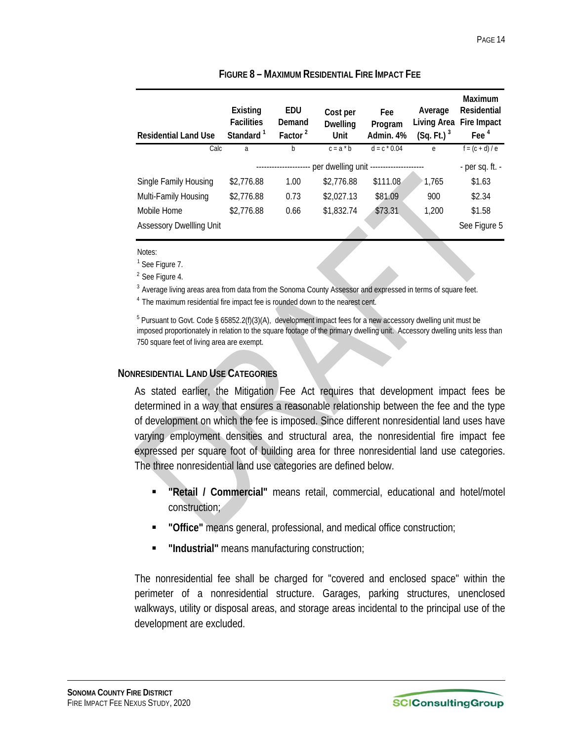**FIGURE 8 – MAXIMUM RESIDENTIAL FIRE IMPACT FEE**

| Residential Land Use | Existing Facilities Standard [1] | EDU Demand Factor [2] | Cost per Dwelling Unit | Fee Program Admin. 4% | Average Living Area (Sq. Ft.) [3] | Maximum Residential Fire Impact Fee [4] |
|---|---|---|---|---|---|---|
| Calc | a | b | c = a * b | d = c * 0.04 | e | f = (c + d) / e |
| | ---------------- per dwelling unit ---------------- | | | | | - per sq. ft. - |
| Single Family Housing | $2,776.88 | 1.00 | $2,776.88 | $111.08 | 1,765 | $1.63 |
| Multi-Family Housing | $2,776.88 | 0.73 | $2,027.13 | $81.09 | 900 | $2.34 |
| Mobile Home | $2,776.88 | 0.66 | $1,832.74 | $73.31 | 1,200 | $1.58 |
| Assessory Dwellling Unit | | | | | | See Figure 5 |

Notes:

[1] See Figure 7.

[2] See Figure 4.

[3] Average living areas area from data from the Sonoma County Assessor and expressed in terms of square feet.

[4] The maximum residential fire impact fee is rounded down to the nearest cent.

[5] Pursuant to Govt. Code § 65852.2(f)(3)(A), development impact fees for a new accessory dwelling unit must be imposed proportionately in relation to the square footage of the primary dwelling unit. Accessory dwelling units less than 750 square feet of living area are exempt.

### NONRESIDENTIAL LAND USE CATEGORIES

As stated earlier, the Mitigation Fee Act requires that development impact fees be determined in a way that ensures a reasonable relationship between the fee and the type of development on which the fee is imposed. Since different nonresidential land uses have varying employment densities and structural area, the nonresidential fire impact fee expressed per square foot of building area for three nonresidential land use categories. The three nonresidential land use categories are defined below.

- **"Retail / Commercial"** means retail, commercial, educational and hotel/motel construction;
- **"Office"** means general, professional, and medical office construction;
- **"Industrial"** means manufacturing construction;

The nonresidential fee shall be charged for "covered and enclosed space" within the perimeter of a nonresidential structure. Garages, parking structures, unenclosed walkways, utility or disposal areas, and storage areas incidental to the principal use of the development are excluded.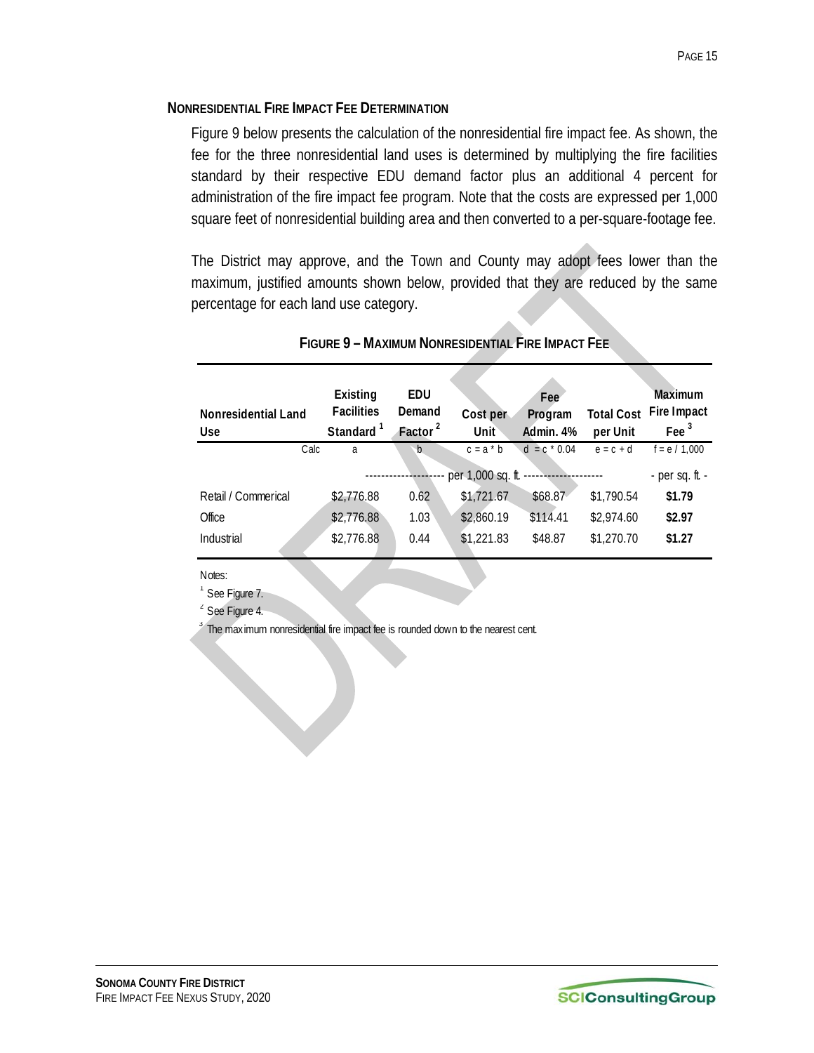### Nonresidential Fire Impact Fee Determination

Figure 9 below presents the calculation of the nonresidential fire impact fee. As shown, the fee for the three nonresidential land uses is determined by multiplying the fire facilities standard by their respective EDU demand factor plus an additional 4 percent for administration of the fire impact fee program. Note that the costs are expressed per 1,000 square feet of nonresidential building area and then converted to a per-square-footage fee.

The District may approve, and the Town and County may adopt fees lower than the maximum, justified amounts shown below, provided that they are reduced by the same percentage for each land use category.

**Figure 9 – Maximum Nonresidential Fire Impact Fee**

| Nonresidential Land Use | Existing Facilities Standard [1] | EDU Demand Factor [2] | Cost per Unit | Fee Program Admin. 4% | Total Cost per Unit | Maximum Fire Impact Fee [3] |
|---|---|---|---|---|---|---|
| Calc | a | b | c = a * b | d = c * 0.04 | e = c + d | f = e / 1,000 |
| | per 1,000 sq. ft. | | | | | - per sq. ft. - |
| Retail / Commerical | $2,776.88 | 0.62 | $1,721.67 | $68.87 | $1,790.54 | **$1.79** |
| Office | $2,776.88 | 1.03 | $2,860.19 | $114.41 | $2,974.60 | **$2.97** |
| Industrial | $2,776.88 | 0.44 | $1,221.83 | $48.87 | $1,270.70 | **$1.27** |

Notes:

[1] See Figure 7.

[2] See Figure 4.

[3] The maximum nonresidential fire impact fee is rounded down to the nearest cent.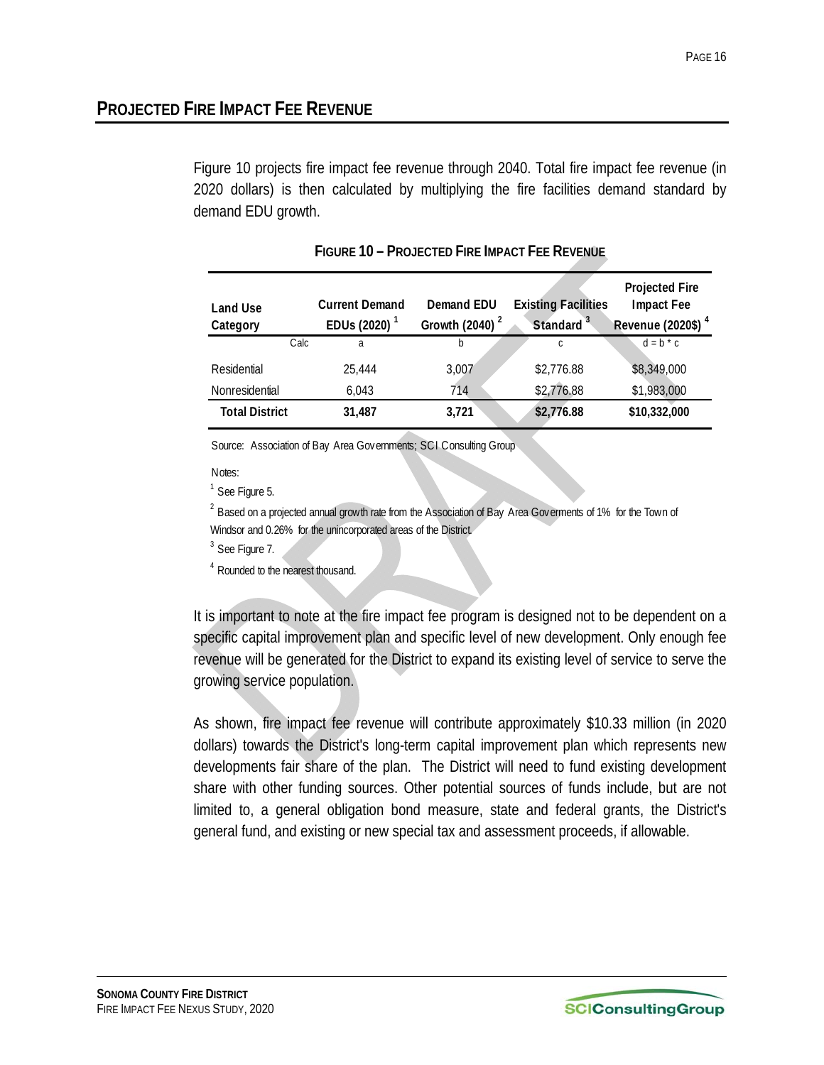## PROJECTED FIRE IMPACT FEE REVENUE

Figure 10 projects fire impact fee revenue through 2040. Total fire impact fee revenue (in 2020 dollars) is then calculated by multiplying the fire facilities demand standard by demand EDU growth.

**FIGURE 10 – PROJECTED FIRE IMPACT FEE REVENUE**

| Land Use Category | Current Demand EDUs (2020) [1] | Demand EDU Growth (2040) [2] | Existing Facilities Standard [3] | Projected Fire Impact Fee Revenue (2020$) [4] |
|---|---|---|---|---|
| Calc | a | b | c | d = b * c |
| Residential | 25,444 | 3,007 | $2,776.88 | $8,349,000 |
| Nonresidential | 6,043 | 714 | $2,776.88 | $1,983,000 |
| **Total District** | **31,487** | **3,721** | **$2,776.88** | **$10,332,000** |

Source: Association of Bay Area Governments; SCI Consulting Group

Notes:

[1] See Figure 5.

[2] Based on a projected annual growth rate from the Association of Bay Area Goverments of 1% for the Town of Windsor and 0.26% for the unincorporated areas of the District.

[3] See Figure 7.

[4] Rounded to the nearest thousand.

It is important to note at the fire impact fee program is designed not to be dependent on a specific capital improvement plan and specific level of new development. Only enough fee revenue will be generated for the District to expand its existing level of service to serve the growing service population.

As shown, fire impact fee revenue will contribute approximately $10.33 million (in 2020 dollars) towards the District's long-term capital improvement plan which represents new developments fair share of the plan. The District will need to fund existing development share with other funding sources. Other potential sources of funds include, but are not limited to, a general obligation bond measure, state and federal grants, the District's general fund, and existing or new special tax and assessment proceeds, if allowable.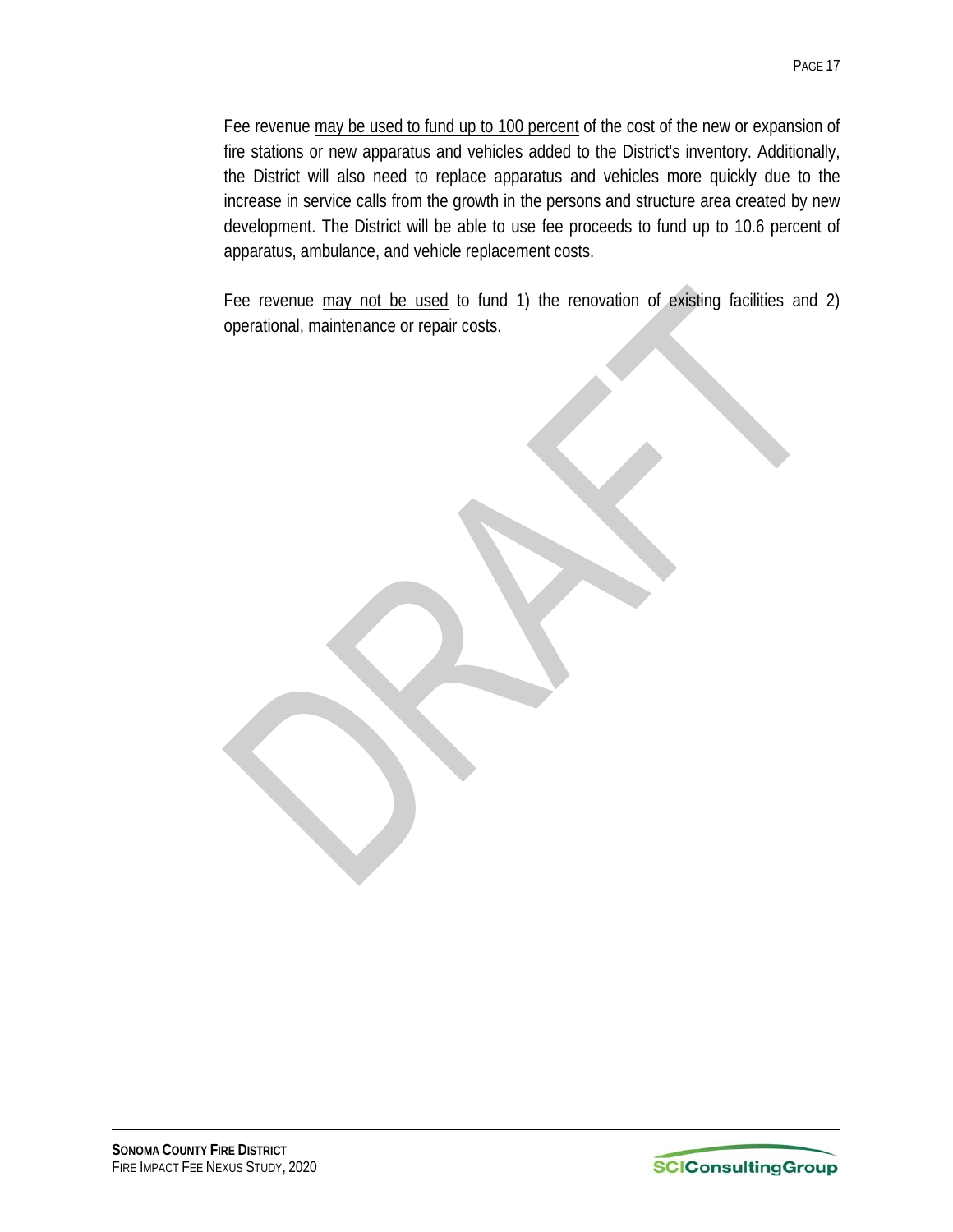Fee revenue <u>may be used to fund up to 100 percent</u> of the cost of the new or expansion of fire stations or new apparatus and vehicles added to the District's inventory. Additionally, the District will also need to replace apparatus and vehicles more quickly due to the increase in service calls from the growth in the persons and structure area created by new development. The District will be able to use fee proceeds to fund up to 10.6 percent of apparatus, ambulance, and vehicle replacement costs.

Fee revenue <u>may not be used</u> to fund 1) the renovation of existing facilities and 2) operational, maintenance or repair costs.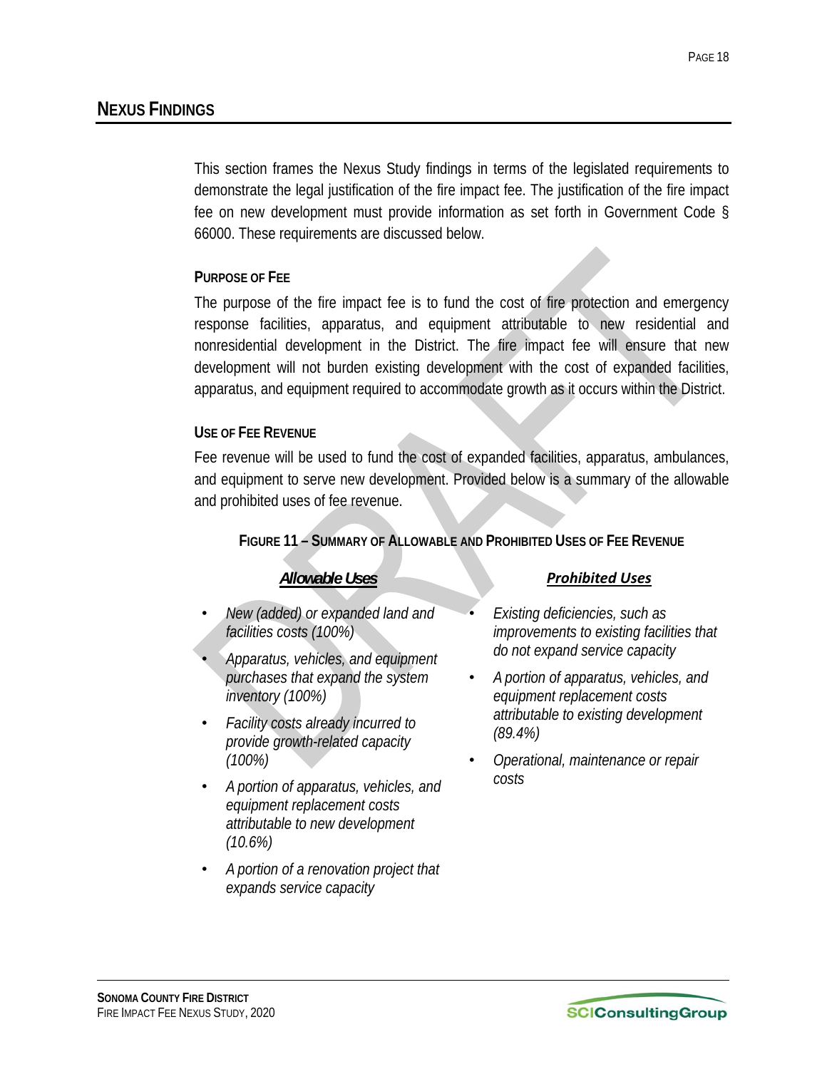## NEXUS FINDINGS

This section frames the Nexus Study findings in terms of the legislated requirements to demonstrate the legal justification of the fire impact fee. The justification of the fire impact fee on new development must provide information as set forth in Government Code § 66000. These requirements are discussed below.

### PURPOSE OF FEE

The purpose of the fire impact fee is to fund the cost of fire protection and emergency response facilities, apparatus, and equipment attributable to new residential and nonresidential development in the District. The fire impact fee will ensure that new development will not burden existing development with the cost of expanded facilities, apparatus, and equipment required to accommodate growth as it occurs within the District.

### USE OF FEE REVENUE

Fee revenue will be used to fund the cost of expanded facilities, apparatus, ambulances, and equipment to serve new development. Provided below is a summary of the allowable and prohibited uses of fee revenue.

**FIGURE 11 – SUMMARY OF ALLOWABLE AND PROHIBITED USES OF FEE REVENUE**

***Allowable Uses***

- *New (added) or expanded land and facilities costs (100%)*
- *Apparatus, vehicles, and equipment purchases that expand the system inventory (100%)*
- *Facility costs already incurred to provide growth-related capacity (100%)*
- *A portion of apparatus, vehicles, and equipment replacement costs attributable to new development (10.6%)*
- *A portion of a renovation project that expands service capacity*

***Prohibited Uses***

- *Existing deficiencies, such as improvements to existing facilities that do not expand service capacity*
- *A portion of apparatus, vehicles, and equipment replacement costs attributable to existing development (89.4%)*
- *Operational, maintenance or repair costs*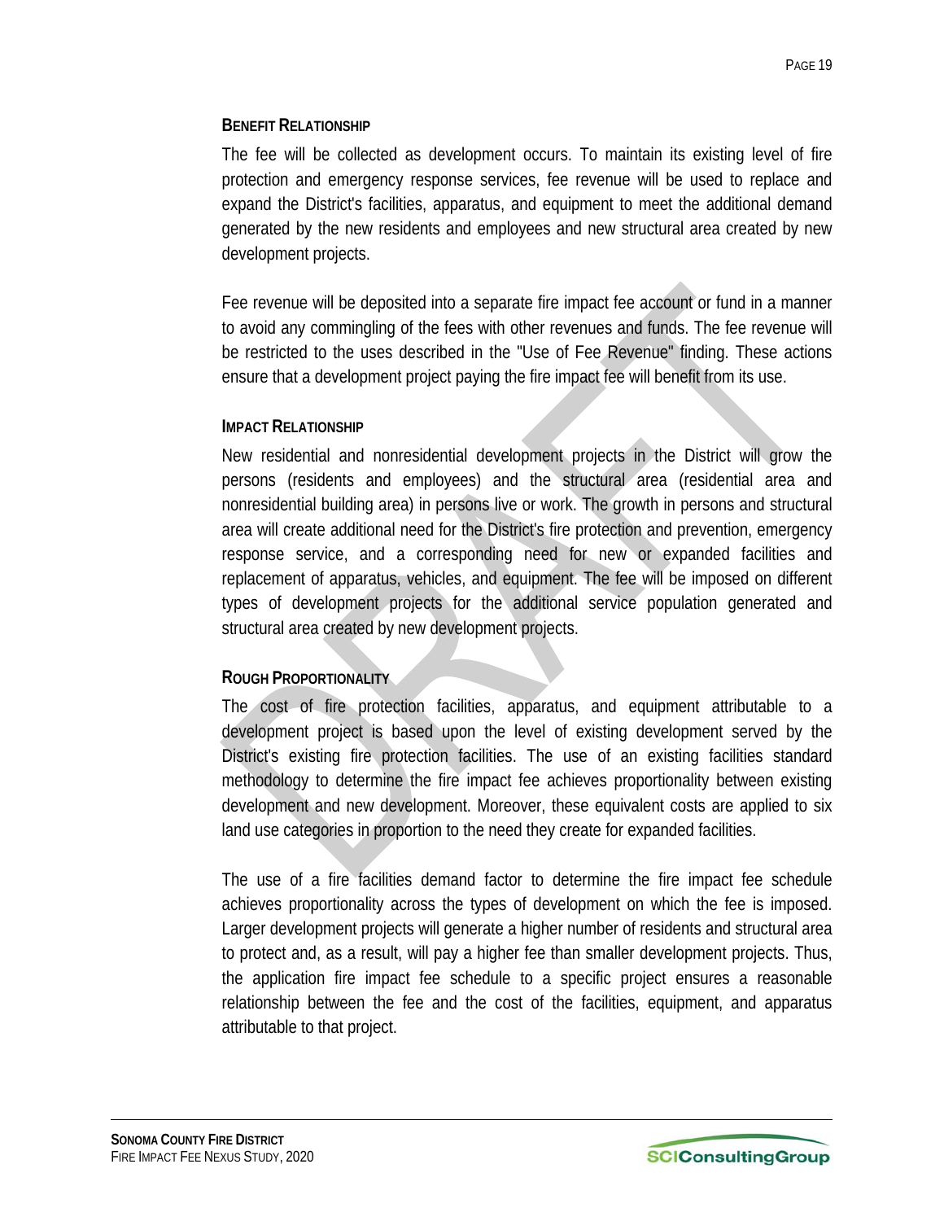### Benefit Relationship

The fee will be collected as development occurs. To maintain its existing level of fire protection and emergency response services, fee revenue will be used to replace and expand the District's facilities, apparatus, and equipment to meet the additional demand generated by the new residents and employees and new structural area created by new development projects.

Fee revenue will be deposited into a separate fire impact fee account or fund in a manner to avoid any commingling of the fees with other revenues and funds. The fee revenue will be restricted to the uses described in the "Use of Fee Revenue" finding. These actions ensure that a development project paying the fire impact fee will benefit from its use.

### Impact Relationship

New residential and nonresidential development projects in the District will grow the persons (residents and employees) and the structural area (residential area and nonresidential building area) in persons live or work. The growth in persons and structural area will create additional need for the District's fire protection and prevention, emergency response service, and a corresponding need for new or expanded facilities and replacement of apparatus, vehicles, and equipment. The fee will be imposed on different types of development projects for the additional service population generated and structural area created by new development projects.

### Rough Proportionality

The cost of fire protection facilities, apparatus, and equipment attributable to a development project is based upon the level of existing development served by the District's existing fire protection facilities. The use of an existing facilities standard methodology to determine the fire impact fee achieves proportionality between existing development and new development. Moreover, these equivalent costs are applied to six land use categories in proportion to the need they create for expanded facilities.

The use of a fire facilities demand factor to determine the fire impact fee schedule achieves proportionality across the types of development on which the fee is imposed. Larger development projects will generate a higher number of residents and structural area to protect and, as a result, will pay a higher fee than smaller development projects. Thus, the application fire impact fee schedule to a specific project ensures a reasonable relationship between the fee and the cost of the facilities, equipment, and apparatus attributable to that project.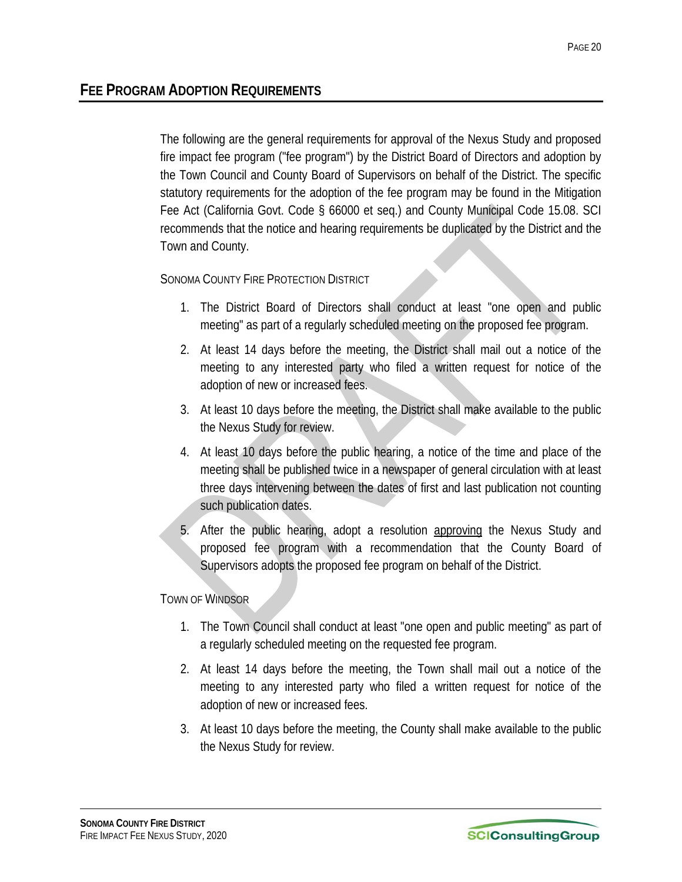## FEE PROGRAM ADOPTION REQUIREMENTS

The following are the general requirements for approval of the Nexus Study and proposed fire impact fee program ("fee program") by the District Board of Directors and adoption by the Town Council and County Board of Supervisors on behalf of the District. The specific statutory requirements for the adoption of the fee program may be found in the Mitigation Fee Act (California Govt. Code § 66000 et seq.) and County Municipal Code 15.08. SCI recommends that the notice and hearing requirements be duplicated by the District and the Town and County.

SONOMA COUNTY FIRE PROTECTION DISTRICT

1. The District Board of Directors shall conduct at least "one open and public meeting" as part of a regularly scheduled meeting on the proposed fee program.
2. At least 14 days before the meeting, the District shall mail out a notice of the meeting to any interested party who filed a written request for notice of the adoption of new or increased fees.
3. At least 10 days before the meeting, the District shall make available to the public the Nexus Study for review.
4. At least 10 days before the public hearing, a notice of the time and place of the meeting shall be published twice in a newspaper of general circulation with at least three days intervening between the dates of first and last publication not counting such publication dates.
5. After the public hearing, adopt a resolution <u>approving</u> the Nexus Study and proposed fee program with a recommendation that the County Board of Supervisors adopts the proposed fee program on behalf of the District.

TOWN OF WINDSOR

1. The Town Council shall conduct at least "one open and public meeting" as part of a regularly scheduled meeting on the requested fee program.
2. At least 14 days before the meeting, the Town shall mail out a notice of the meeting to any interested party who filed a written request for notice of the adoption of new or increased fees.
3. At least 10 days before the meeting, the County shall make available to the public the Nexus Study for review.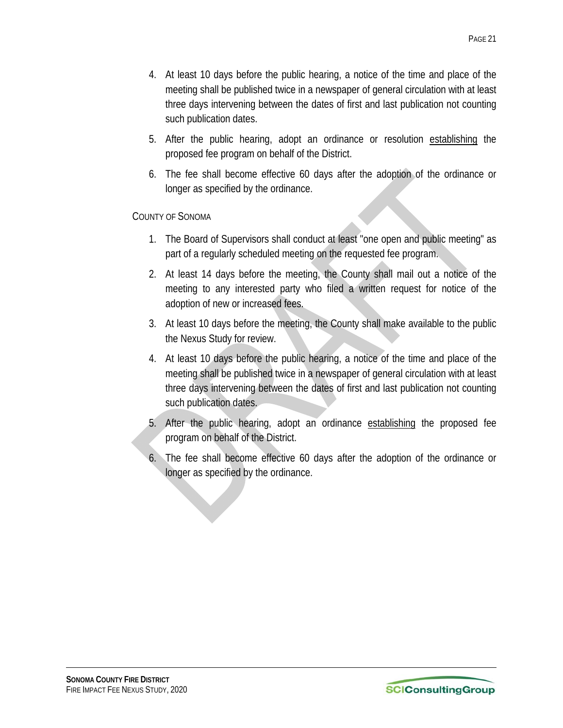4. At least 10 days before the public hearing, a notice of the time and place of the meeting shall be published twice in a newspaper of general circulation with at least three days intervening between the dates of first and last publication not counting such publication dates.
5. After the public hearing, adopt an ordinance or resolution <u>establishing</u> the proposed fee program on behalf of the District.
6. The fee shall become effective 60 days after the adoption of the ordinance or longer as specified by the ordinance.

COUNTY OF SONOMA

1. The Board of Supervisors shall conduct at least "one open and public meeting" as part of a regularly scheduled meeting on the requested fee program.
2. At least 14 days before the meeting, the County shall mail out a notice of the meeting to any interested party who filed a written request for notice of the adoption of new or increased fees.
3. At least 10 days before the meeting, the County shall make available to the public the Nexus Study for review.
4. At least 10 days before the public hearing, a notice of the time and place of the meeting shall be published twice in a newspaper of general circulation with at least three days intervening between the dates of first and last publication not counting such publication dates.
5. After the public hearing, adopt an ordinance <u>establishing</u> the proposed fee program on behalf of the District.
6. The fee shall become effective 60 days after the adoption of the ordinance or longer as specified by the ordinance.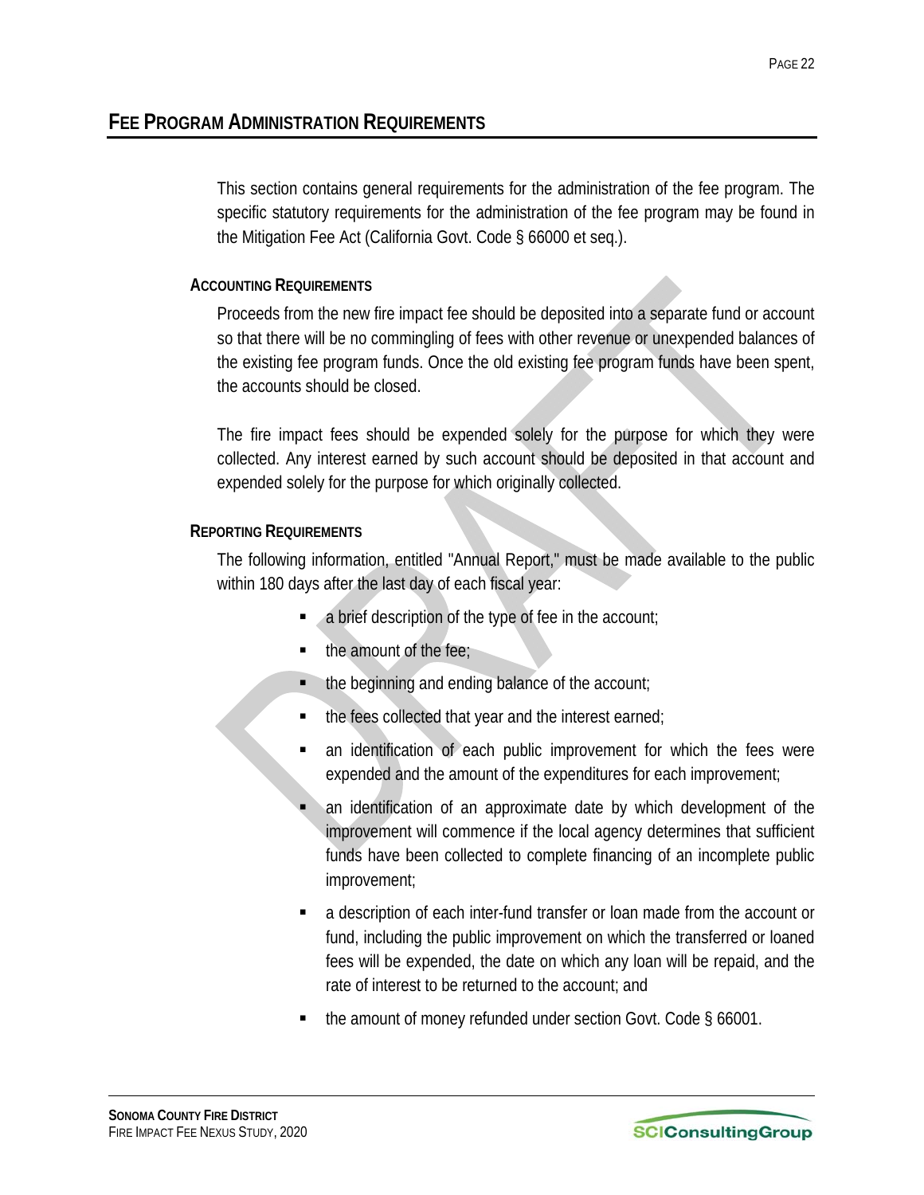## Fee Program Administration Requirements

This section contains general requirements for the administration of the fee program. The specific statutory requirements for the administration of the fee program may be found in the Mitigation Fee Act (California Govt. Code § 66000 et seq.).

### Accounting Requirements

Proceeds from the new fire impact fee should be deposited into a separate fund or account so that there will be no commingling of fees with other revenue or unexpended balances of the existing fee program funds. Once the old existing fee program funds have been spent, the accounts should be closed.

The fire impact fees should be expended solely for the purpose for which they were collected. Any interest earned by such account should be deposited in that account and expended solely for the purpose for which originally collected.

### Reporting Requirements

The following information, entitled "Annual Report," must be made available to the public within 180 days after the last day of each fiscal year:

- a brief description of the type of fee in the account;
- the amount of the fee;
- the beginning and ending balance of the account;
- the fees collected that year and the interest earned;
- an identification of each public improvement for which the fees were expended and the amount of the expenditures for each improvement;
- an identification of an approximate date by which development of the improvement will commence if the local agency determines that sufficient funds have been collected to complete financing of an incomplete public improvement;
- a description of each inter-fund transfer or loan made from the account or fund, including the public improvement on which the transferred or loaned fees will be expended, the date on which any loan will be repaid, and the rate of interest to be returned to the account; and
- the amount of money refunded under section Govt. Code § 66001.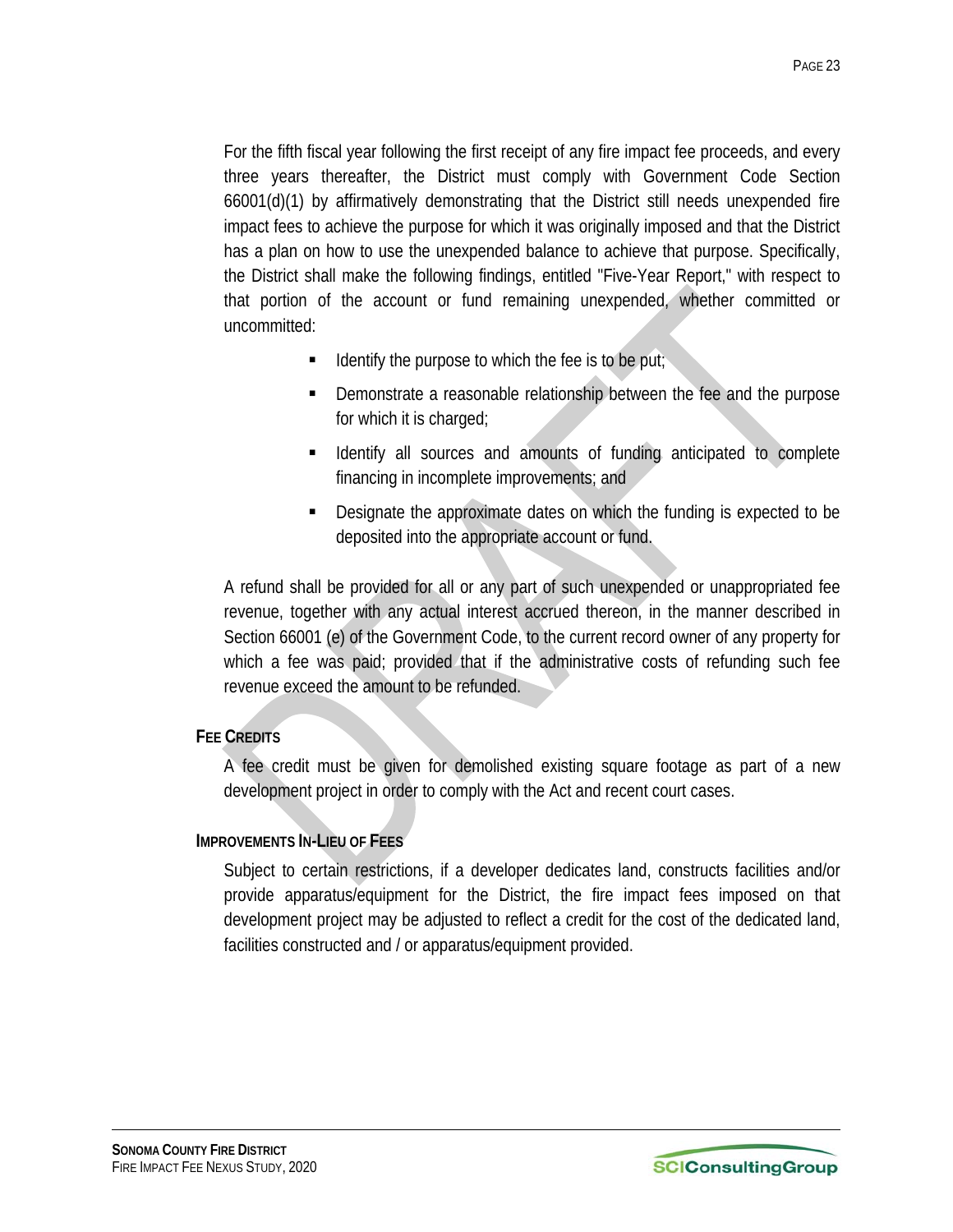For the fifth fiscal year following the first receipt of any fire impact fee proceeds, and every three years thereafter, the District must comply with Government Code Section 66001(d)(1) by affirmatively demonstrating that the District still needs unexpended fire impact fees to achieve the purpose for which it was originally imposed and that the District has a plan on how to use the unexpended balance to achieve that purpose. Specifically, the District shall make the following findings, entitled "Five-Year Report," with respect to that portion of the account or fund remaining unexpended, whether committed or uncommitted:

- Identify the purpose to which the fee is to be put;
- Demonstrate a reasonable relationship between the fee and the purpose for which it is charged;
- Identify all sources and amounts of funding anticipated to complete financing in incomplete improvements; and
- Designate the approximate dates on which the funding is expected to be deposited into the appropriate account or fund.

A refund shall be provided for all or any part of such unexpended or unappropriated fee revenue, together with any actual interest accrued thereon, in the manner described in Section 66001 (e) of the Government Code, to the current record owner of any property for which a fee was paid; provided that if the administrative costs of refunding such fee revenue exceed the amount to be refunded.

### Fee Credits

A fee credit must be given for demolished existing square footage as part of a new development project in order to comply with the Act and recent court cases.

### Improvements In-Lieu of Fees

Subject to certain restrictions, if a developer dedicates land, constructs facilities and/or provide apparatus/equipment for the District, the fire impact fees imposed on that development project may be adjusted to reflect a credit for the cost of the dedicated land, facilities constructed and / or apparatus/equipment provided.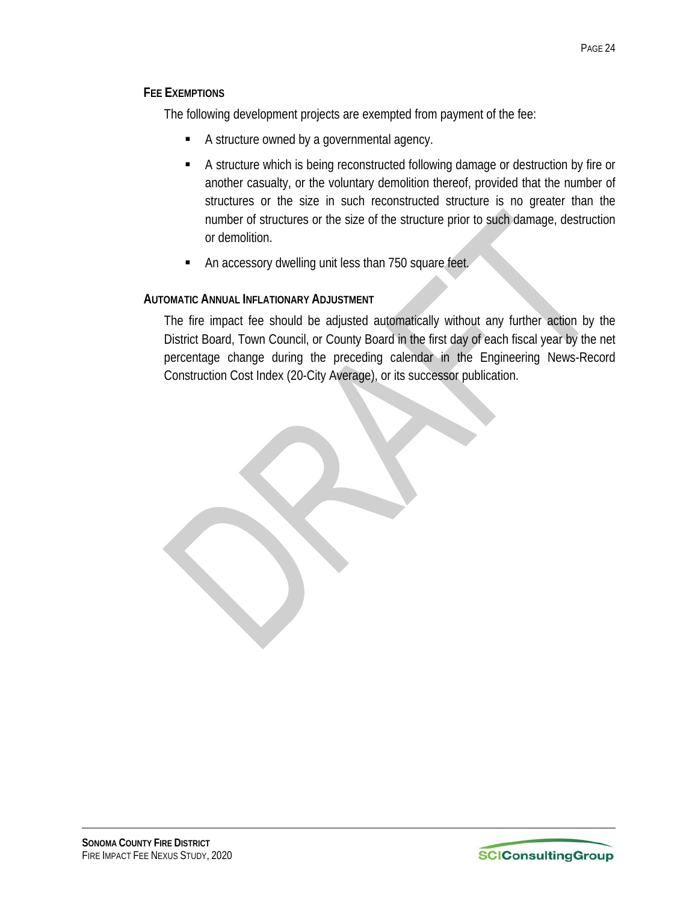### Fee Exemptions

The following development projects are exempted from payment of the fee:

- A structure owned by a governmental agency.
- A structure which is being reconstructed following damage or destruction by fire or another casualty, or the voluntary demolition thereof, provided that the number of structures or the size in such reconstructed structure is no greater than the number of structures or the size of the structure prior to such damage, destruction or demolition.
- An accessory dwelling unit less than 750 square feet.

### Automatic Annual Inflationary Adjustment

The fire impact fee should be adjusted automatically without any further action by the District Board, Town Council, or County Board in the first day of each fiscal year by the net percentage change during the preceding calendar in the Engineering News-Record Construction Cost Index (20-City Average), or its successor publication.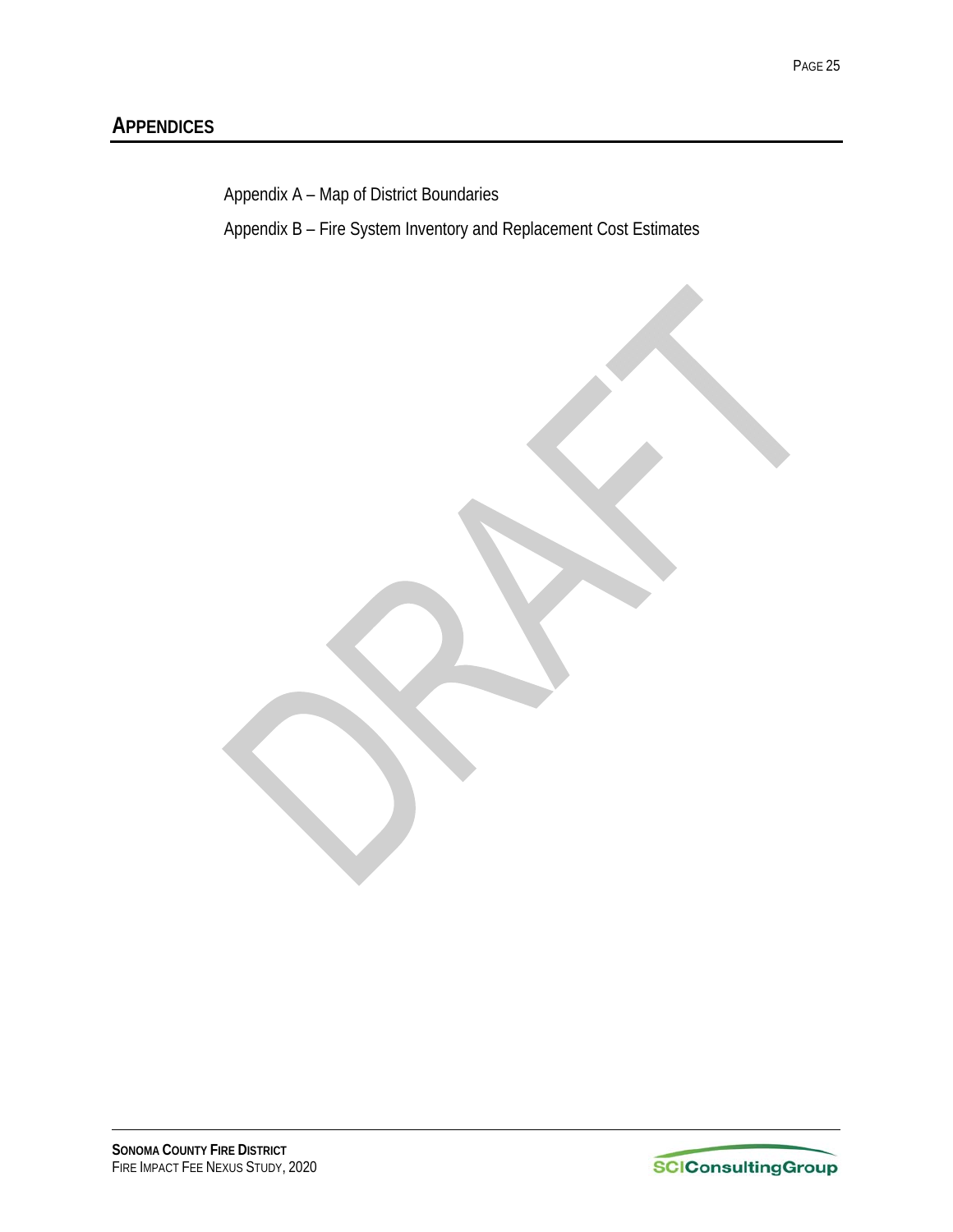# APPENDICES

Appendix A – Map of District Boundaries

Appendix B – Fire System Inventory and Replacement Cost Estimates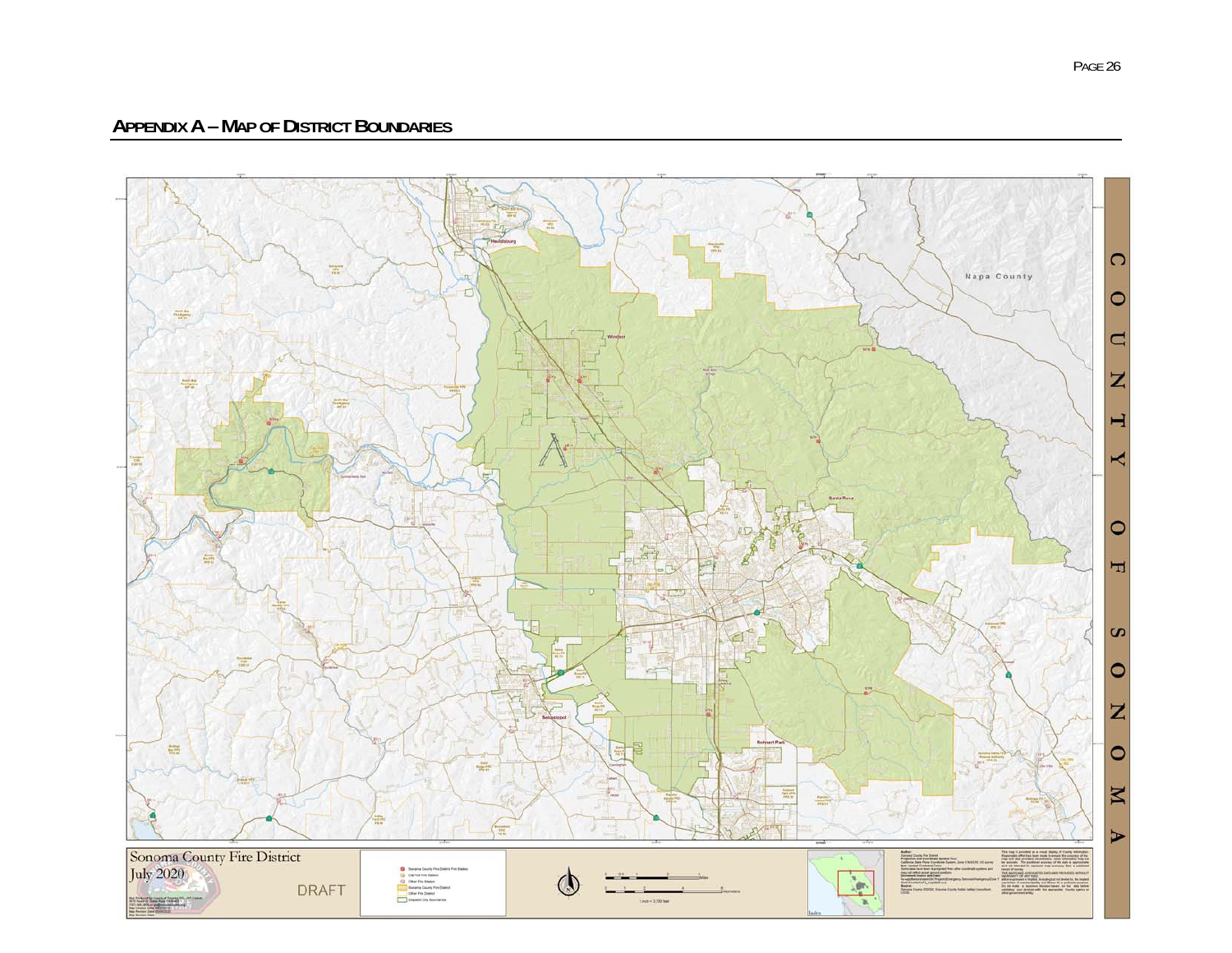## APPENDIX A – MAP OF DISTRICT BOUNDARIES

Sonoma County Fire District

July 2020

DRAFT

COUNTY OF SONOMA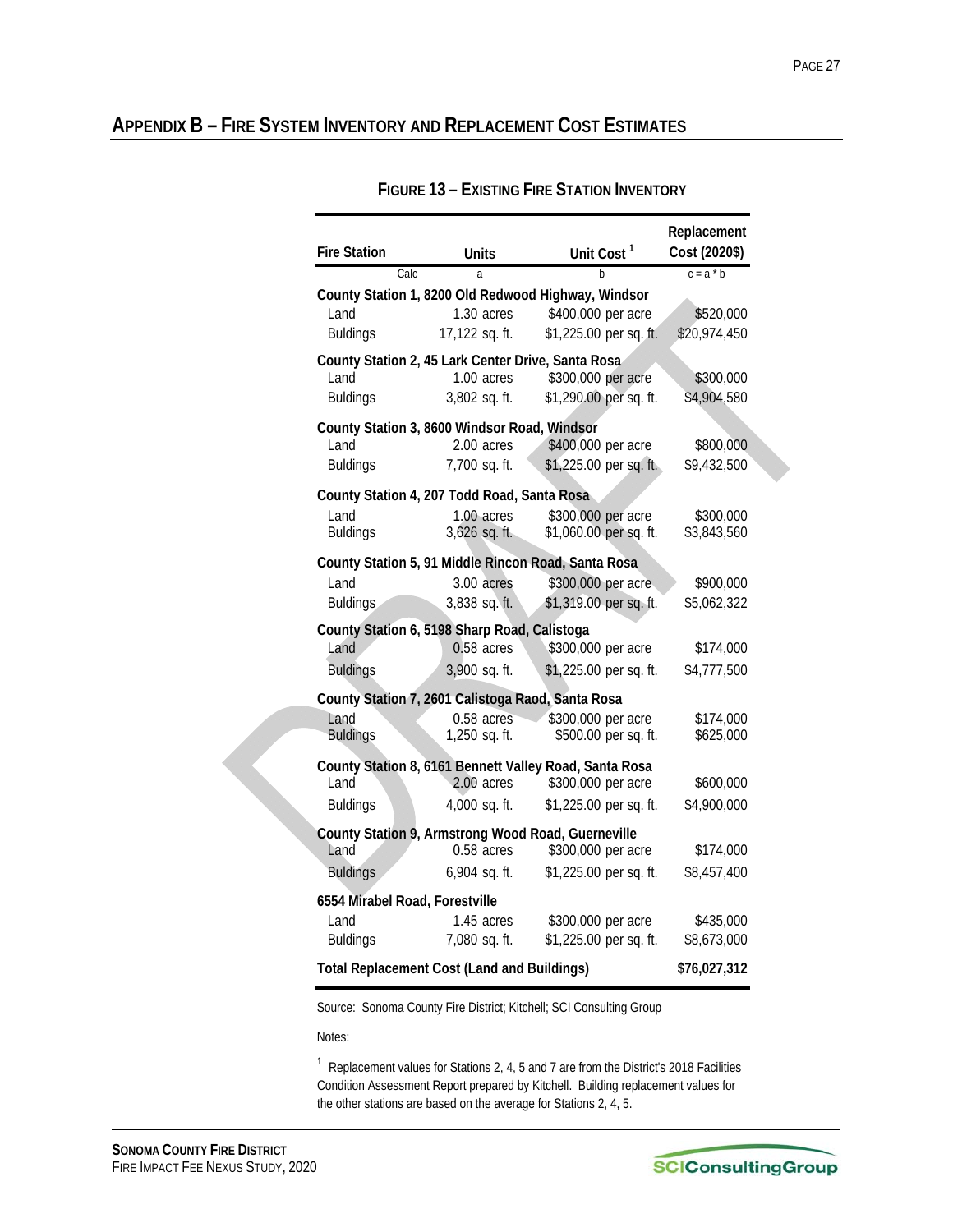## APPENDIX B – FIRE SYSTEM INVENTORY AND REPLACEMENT COST ESTIMATES

### FIGURE 13 – EXISTING FIRE STATION INVENTORY

| Fire Station | Units | Unit Cost [1] | Replacement Cost (2020$) |
|---|---|---|---|
| Calc | a | b | c = a * b |
| **County Station 1, 8200 Old Redwood Highway, Windsor** | | | |
| Land | 1.30 acres | $400,000 per acre | $520,000 |
| Buldings | 17,122 sq. ft. | $1,225.00 per sq. ft. | $20,974,450 |
| **County Station 2, 45 Lark Center Drive, Santa Rosa** | | | |
| Land | 1.00 acres | $300,000 per acre | $300,000 |
| Buldings | 3,802 sq. ft. | $1,290.00 per sq. ft. | $4,904,580 |
| **County Station 3, 8600 Windsor Road, Windsor** | | | |
| Land | 2.00 acres | $400,000 per acre | $800,000 |
| Buldings | 7,700 sq. ft. | $1,225.00 per sq. ft. | $9,432,500 |
| **County Station 4, 207 Todd Road, Santa Rosa** | | | |
| Land | 1.00 acres | $300,000 per acre | $300,000 |
| Buldings | 3,626 sq. ft. | $1,060.00 per sq. ft. | $3,843,560 |
| **County Station 5, 91 Middle Rincon Road, Santa Rosa** | | | |
| Land | 3.00 acres | $300,000 per acre | $900,000 |
| Buldings | 3,838 sq. ft. | $1,319.00 per sq. ft. | $5,062,322 |
| **County Station 6, 5198 Sharp Road, Calistoga** | | | |
| Land | 0.58 acres | $300,000 per acre | $174,000 |
| Buldings | 3,900 sq. ft. | $1,225.00 per sq. ft. | $4,777,500 |
| **County Station 7, 2601 Calistoga Raod, Santa Rosa** | | | |
| Land | 0.58 acres | $300,000 per acre | $174,000 |
| Buldings | 1,250 sq. ft. | $500.00 per sq. ft. | $625,000 |
| **County Station 8, 6161 Bennett Valley Road, Santa Rosa** | | | |
| Land | 2.00 acres | $300,000 per acre | $600,000 |
| Buldings | 4,000 sq. ft. | $1,225.00 per sq. ft. | $4,900,000 |
| **County Station 9, Armstrong Wood Road, Guerneville** | | | |
| Land | 0.58 acres | $300,000 per acre | $174,000 |
| Buldings | 6,904 sq. ft. | $1,225.00 per sq. ft. | $8,457,400 |
| **6554 Mirabel Road, Forestville** | | | |
| Land | 1.45 acres | $300,000 per acre | $435,000 |
| Buldings | 7,080 sq. ft. | $1,225.00 per sq. ft. | $8,673,000 |
| **Total Replacement Cost (Land and Buildings)** | | | **$76,027,312** |

Source: Sonoma County Fire District; Kitchell; SCI Consulting Group

Notes:

[1] Replacement values for Stations 2, 4, 5 and 7 are from the District's 2018 Facilities Condition Assessment Report prepared by Kitchell. Building replacement values for the other stations are based on the average for Stations 2, 4, 5.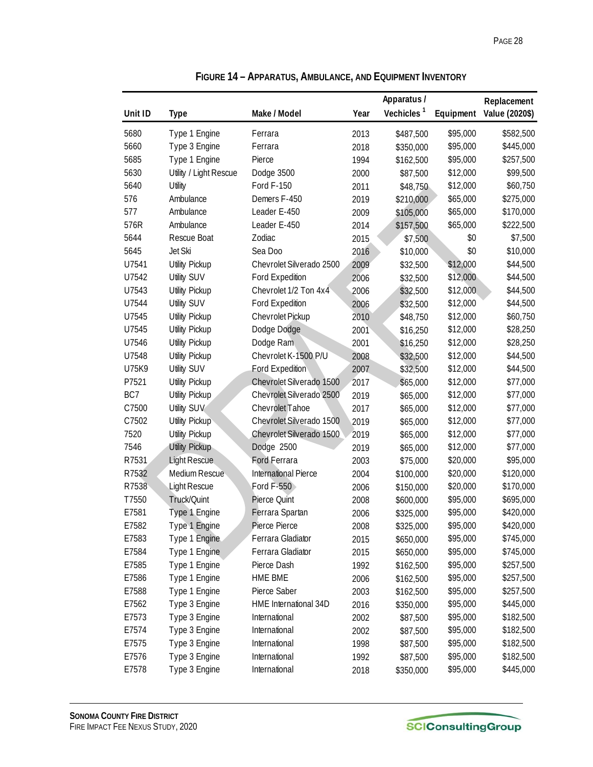**FIGURE 14 – APPARATUS, AMBULANCE, AND EQUIPMENT INVENTORY**

| Unit ID | Type | Make / Model | Year | Apparatus / Vechicles [1] | Equipment | Replacement Value (2020$) |
|---|---|---|---|---|---|---|
| 5680 | Type 1 Engine | Ferrara | 2013 | $487,500 | $95,000 | $582,500 |
| 5660 | Type 3 Engine | Ferrara | 2018 | $350,000 | $95,000 | $445,000 |
| 5685 | Type 1 Engine | Pierce | 1994 | $162,500 | $95,000 | $257,500 |
| 5630 | Utility / Light Rescue | Dodge 3500 | 2000 | $87,500 | $12,000 | $99,500 |
| 5640 | Utility | Ford F-150 | 2011 | $48,750 | $12,000 | $60,750 |
| 576 | Ambulance | Demers F-450 | 2019 | $210,000 | $65,000 | $275,000 |
| 577 | Ambulance | Leader E-450 | 2009 | $105,000 | $65,000 | $170,000 |
| 576R | Ambulance | Leader E-450 | 2014 | $157,500 | $65,000 | $222,500 |
| 5644 | Rescue Boat | Zodiac | 2015 | $7,500 | $0 | $7,500 |
| 5645 | Jet Ski | Sea Doo | 2016 | $10,000 | $0 | $10,000 |
| U7541 | Utility Pickup | Chevrolet Silverado 2500 | 2009 | $32,500 | $12,000 | $44,500 |
| U7542 | Utility SUV | Ford Expedition | 2006 | $32,500 | $12,000 | $44,500 |
| U7543 | Utility Pickup | Chevrolet 1/2 Ton 4x4 | 2006 | $32,500 | $12,000 | $44,500 |
| U7544 | Utility SUV | Ford Expedition | 2006 | $32,500 | $12,000 | $44,500 |
| U7545 | Utility Pickup | Chevrolet Pickup | 2010 | $48,750 | $12,000 | $60,750 |
| U7545 | Utility Pickup | Dodge Dodge | 2001 | $16,250 | $12,000 | $28,250 |
| U7546 | Utility Pickup | Dodge Ram | 2001 | $16,250 | $12,000 | $28,250 |
| U7548 | Utility Pickup | Chevrolet K-1500 P/U | 2008 | $32,500 | $12,000 | $44,500 |
| U75K9 | Utility SUV | Ford Expedition | 2007 | $32,500 | $12,000 | $44,500 |
| P7521 | Utility Pickup | Chevrolet Silverado 1500 | 2017 | $65,000 | $12,000 | $77,000 |
| BC7 | Utility Pickup | Chevrolet Silverado 2500 | 2019 | $65,000 | $12,000 | $77,000 |
| C7500 | Utility SUV | Chevrolet Tahoe | 2017 | $65,000 | $12,000 | $77,000 |
| C7502 | Utility Pickup | Chevrolet Silverado 1500 | 2019 | $65,000 | $12,000 | $77,000 |
| 7520 | Utility Pickup | Chevrolet Silverado 1500 | 2019 | $65,000 | $12,000 | $77,000 |
| 7546 | Utility Pickup | Dodge 2500 | 2019 | $65,000 | $12,000 | $77,000 |
| R7531 | Light Rescue | Ford Ferrara | 2003 | $75,000 | $20,000 | $95,000 |
| R7532 | Medium Rescue | International Pierce | 2004 | $100,000 | $20,000 | $120,000 |
| R7538 | Light Rescue | Ford F-550 | 2006 | $150,000 | $20,000 | $170,000 |
| T7550 | Truck/Quint | Pierce Quint | 2008 | $600,000 | $95,000 | $695,000 |
| E7581 | Type 1 Engine | Ferrara Spartan | 2006 | $325,000 | $95,000 | $420,000 |
| E7582 | Type 1 Engine | Pierce Pierce | 2008 | $325,000 | $95,000 | $420,000 |
| E7583 | Type 1 Engine | Ferrara Gladiator | 2015 | $650,000 | $95,000 | $745,000 |
| E7584 | Type 1 Engine | Ferrara Gladiator | 2015 | $650,000 | $95,000 | $745,000 |
| E7585 | Type 1 Engine | Pierce Dash | 1992 | $162,500 | $95,000 | $257,500 |
| E7586 | Type 1 Engine | HME BME | 2006 | $162,500 | $95,000 | $257,500 |
| E7588 | Type 1 Engine | Pierce Saber | 2003 | $162,500 | $95,000 | $257,500 |
| E7562 | Type 3 Engine | HME International 34D | 2016 | $350,000 | $95,000 | $445,000 |
| E7573 | Type 3 Engine | International | 2002 | $87,500 | $95,000 | $182,500 |
| E7574 | Type 3 Engine | International | 2002 | $87,500 | $95,000 | $182,500 |
| E7575 | Type 3 Engine | International | 1998 | $87,500 | $95,000 | $182,500 |
| E7576 | Type 3 Engine | International | 1992 | $87,500 | $95,000 | $182,500 |
| E7578 | Type 3 Engine | International | 2018 | $350,000 | $95,000 | $445,000 |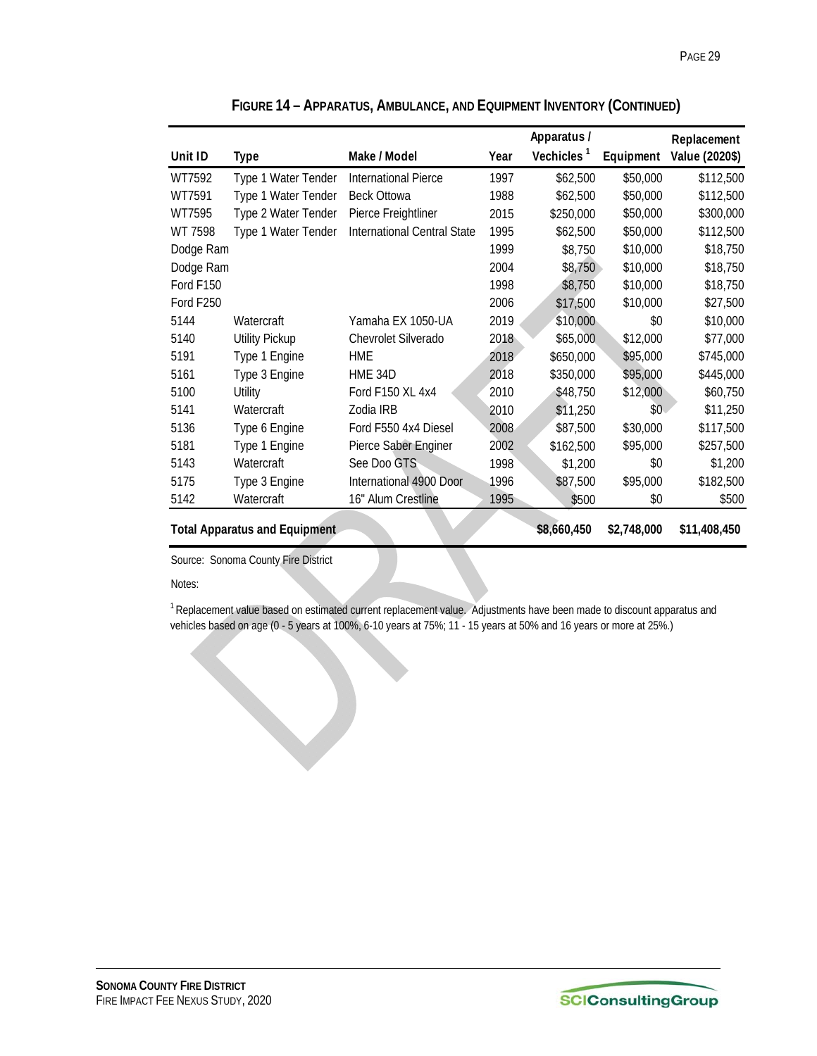**FIGURE 14 – APPARATUS, AMBULANCE, AND EQUIPMENT INVENTORY (CONTINUED)**

| Unit ID | Type | Make / Model | Year | Apparatus / Vechicles [1] | Equipment | Replacement Value (2020$) |
|---|---|---|---|---|---|---|
| WT7592 | Type 1 Water Tender | International Pierce | 1997 | $62,500 | $50,000 | $112,500 |
| WT7591 | Type 1 Water Tender | Beck Ottowa | 1988 | $62,500 | $50,000 | $112,500 |
| WT7595 | Type 2 Water Tender | Pierce Freightliner | 2015 | $250,000 | $50,000 | $300,000 |
| WT 7598 | Type 1 Water Tender | International Central State | 1995 | $62,500 | $50,000 | $112,500 |
| Dodge Ram | | | 1999 | $8,750 | $10,000 | $18,750 |
| Dodge Ram | | | 2004 | $8,750 | $10,000 | $18,750 |
| Ford F150 | | | 1998 | $8,750 | $10,000 | $18,750 |
| Ford F250 | | | 2006 | $17,500 | $10,000 | $27,500 |
| 5144 | Watercraft | Yamaha EX 1050-UA | 2019 | $10,000 | $0 | $10,000 |
| 5140 | Utility Pickup | Chevrolet Silverado | 2018 | $65,000 | $12,000 | $77,000 |
| 5191 | Type 1 Engine | HME | 2018 | $650,000 | $95,000 | $745,000 |
| 5161 | Type 3 Engine | HME 34D | 2018 | $350,000 | $95,000 | $445,000 |
| 5100 | Utility | Ford F150 XL 4x4 | 2010 | $48,750 | $12,000 | $60,750 |
| 5141 | Watercraft | Zodia IRB | 2010 | $11,250 | $0 | $11,250 |
| 5136 | Type 6 Engine | Ford F550 4x4 Diesel | 2008 | $87,500 | $30,000 | $117,500 |
| 5181 | Type 1 Engine | Pierce Saber Enginer | 2002 | $162,500 | $95,000 | $257,500 |
| 5143 | Watercraft | See Doo GTS | 1998 | $1,200 | $0 | $1,200 |
| 5175 | Type 3 Engine | International 4900 Door | 1996 | $87,500 | $95,000 | $182,500 |
| 5142 | Watercraft | 16" Alum Crestline | 1995 | $500 | $0 | $500 |
| **Total Apparatus and Equipment** | | | | **$8,660,450** | **$2,748,000** | **$11,408,450** |

Source: Sonoma County Fire District

Notes:

[1] Replacement value based on estimated current replacement value. Adjustments have been made to discount apparatus and vehicles based on age (0 - 5 years at 100%, 6-10 years at 75%; 11 - 15 years at 50% and 16 years or more at 25%.)